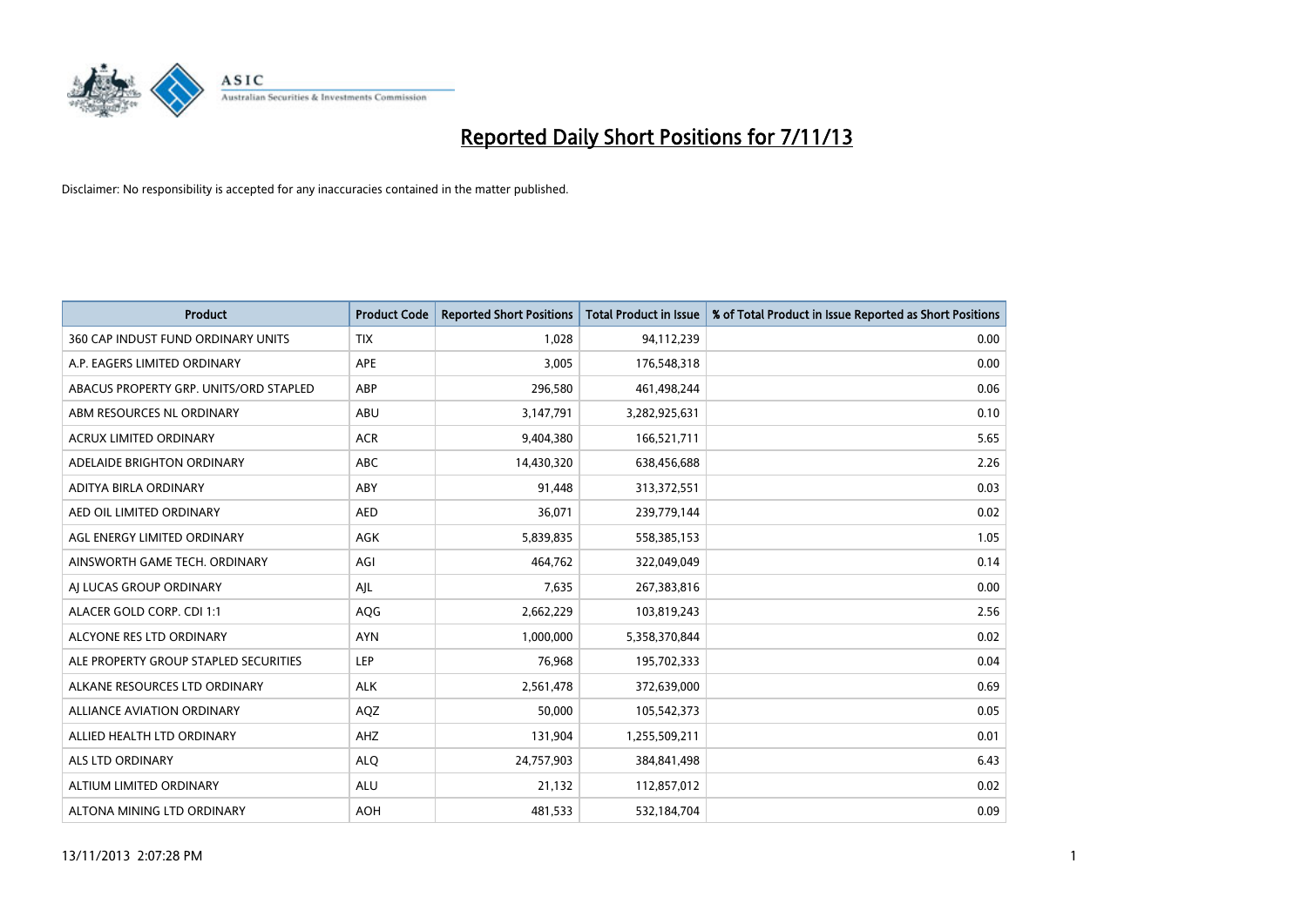# Reported Daily Short Positions for 7/11/13

Disclaimer: No responsibility is accepted for any inaccuracies contained in the matter published.

| Product | Product Code | Reported Short Positions | Total Product in Issue | % of Total Product in Issue Reported as Short Positions |
|---|---|---|---|---|
| 360 CAP INDUST FUND ORDINARY UNITS | TIX | 1,028 | 94,112,239 | 0.00 |
| A.P. EAGERS LIMITED ORDINARY | APE | 3,005 | 176,548,318 | 0.00 |
| ABACUS PROPERTY GRP. UNITS/ORD STAPLED | ABP | 296,580 | 461,498,244 | 0.06 |
| ABM RESOURCES NL ORDINARY | ABU | 3,147,791 | 3,282,925,631 | 0.10 |
| ACRUX LIMITED ORDINARY | ACR | 9,404,380 | 166,521,711 | 5.65 |
| ADELAIDE BRIGHTON ORDINARY | ABC | 14,430,320 | 638,456,688 | 2.26 |
| ADITYA BIRLA ORDINARY | ABY | 91,448 | 313,372,551 | 0.03 |
| AED OIL LIMITED ORDINARY | AED | 36,071 | 239,779,144 | 0.02 |
| AGL ENERGY LIMITED ORDINARY | AGK | 5,839,835 | 558,385,153 | 1.05 |
| AINSWORTH GAME TECH. ORDINARY | AGI | 464,762 | 322,049,049 | 0.14 |
| AJ LUCAS GROUP ORDINARY | AJL | 7,635 | 267,383,816 | 0.00 |
| ALACER GOLD CORP. CDI 1:1 | AQG | 2,662,229 | 103,819,243 | 2.56 |
| ALCYONE RES LTD ORDINARY | AYN | 1,000,000 | 5,358,370,844 | 0.02 |
| ALE PROPERTY GROUP STAPLED SECURITIES | LEP | 76,968 | 195,702,333 | 0.04 |
| ALKANE RESOURCES LTD ORDINARY | ALK | 2,561,478 | 372,639,000 | 0.69 |
| ALLIANCE AVIATION ORDINARY | AQZ | 50,000 | 105,542,373 | 0.05 |
| ALLIED HEALTH LTD ORDINARY | AHZ | 131,904 | 1,255,509,211 | 0.01 |
| ALS LTD ORDINARY | ALQ | 24,757,903 | 384,841,498 | 6.43 |
| ALTIUM LIMITED ORDINARY | ALU | 21,132 | 112,857,012 | 0.02 |
| ALTONA MINING LTD ORDINARY | AOH | 481,533 | 532,184,704 | 0.09 |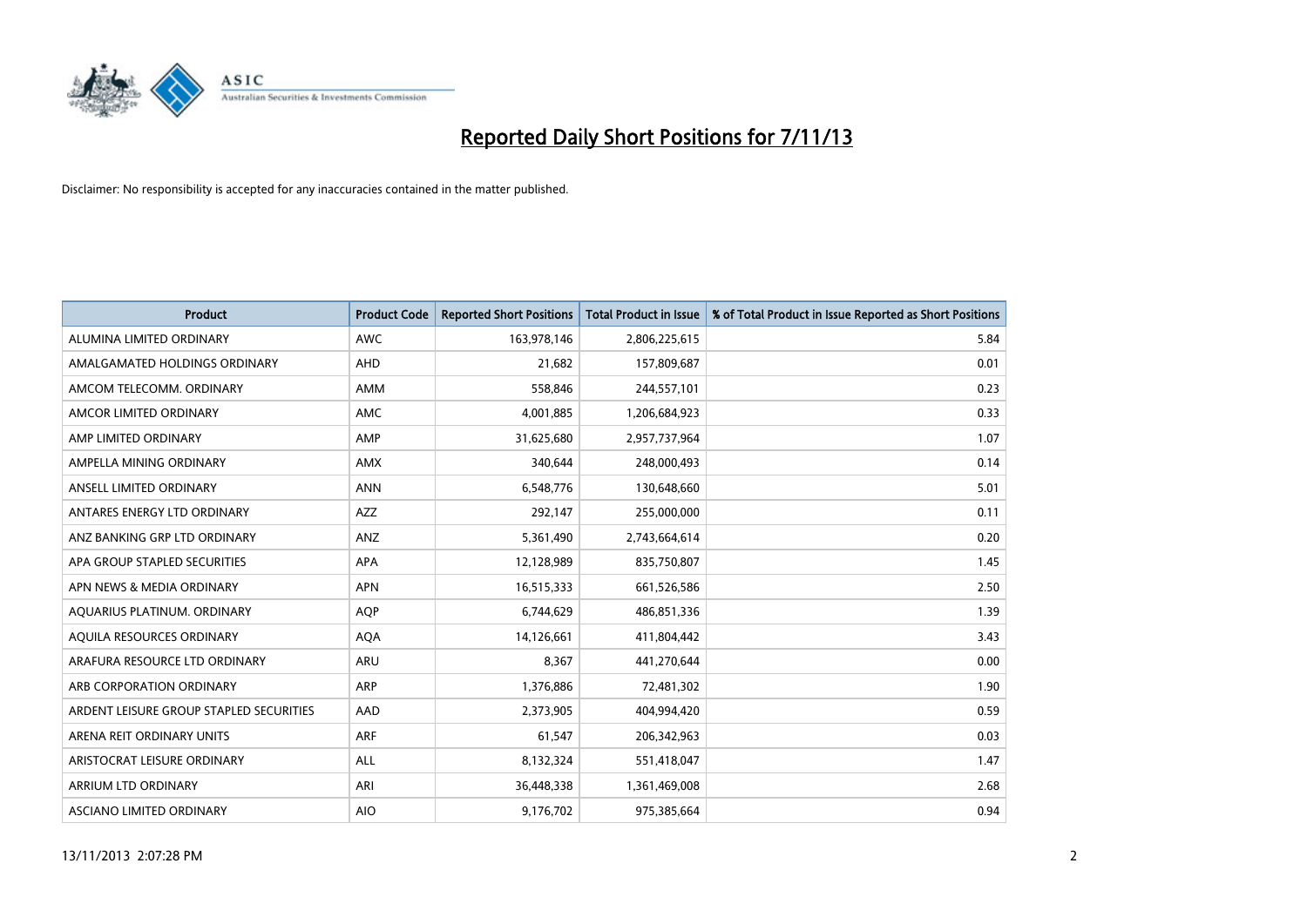# Reported Daily Short Positions for 7/11/13

Disclaimer: No responsibility is accepted for any inaccuracies contained in the matter published.

| Product | Product Code | Reported Short Positions | Total Product in Issue | % of Total Product in Issue Reported as Short Positions |
|---|---|---|---|---|
| ALUMINA LIMITED ORDINARY | AWC | 163,978,146 | 2,806,225,615 | 5.84 |
| AMALGAMATED HOLDINGS ORDINARY | AHD | 21,682 | 157,809,687 | 0.01 |
| AMCOM TELECOMM. ORDINARY | AMM | 558,846 | 244,557,101 | 0.23 |
| AMCOR LIMITED ORDINARY | AMC | 4,001,885 | 1,206,684,923 | 0.33 |
| AMP LIMITED ORDINARY | AMP | 31,625,680 | 2,957,737,964 | 1.07 |
| AMPELLA MINING ORDINARY | AMX | 340,644 | 248,000,493 | 0.14 |
| ANSELL LIMITED ORDINARY | ANN | 6,548,776 | 130,648,660 | 5.01 |
| ANTARES ENERGY LTD ORDINARY | AZZ | 292,147 | 255,000,000 | 0.11 |
| ANZ BANKING GRP LTD ORDINARY | ANZ | 5,361,490 | 2,743,664,614 | 0.20 |
| APA GROUP STAPLED SECURITIES | APA | 12,128,989 | 835,750,807 | 1.45 |
| APN NEWS & MEDIA ORDINARY | APN | 16,515,333 | 661,526,586 | 2.50 |
| AQUARIUS PLATINUM. ORDINARY | AQP | 6,744,629 | 486,851,336 | 1.39 |
| AQUILA RESOURCES ORDINARY | AQA | 14,126,661 | 411,804,442 | 3.43 |
| ARAFURA RESOURCE LTD ORDINARY | ARU | 8,367 | 441,270,644 | 0.00 |
| ARB CORPORATION ORDINARY | ARP | 1,376,886 | 72,481,302 | 1.90 |
| ARDENT LEISURE GROUP STAPLED SECURITIES | AAD | 2,373,905 | 404,994,420 | 0.59 |
| ARENA REIT ORDINARY UNITS | ARF | 61,547 | 206,342,963 | 0.03 |
| ARISTOCRAT LEISURE ORDINARY | ALL | 8,132,324 | 551,418,047 | 1.47 |
| ARRIUM LTD ORDINARY | ARI | 36,448,338 | 1,361,469,008 | 2.68 |
| ASCIANO LIMITED ORDINARY | AIO | 9,176,702 | 975,385,664 | 0.94 |

13/11/2013 2:07:28 PM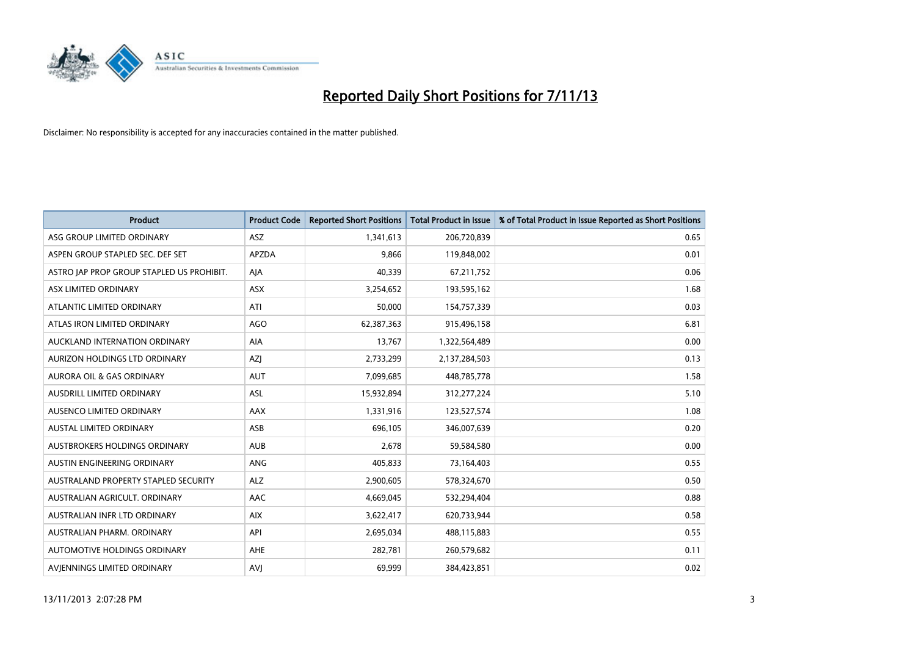# Reported Daily Short Positions for 7/11/13

Disclaimer: No responsibility is accepted for any inaccuracies contained in the matter published.

| Product | Product Code | Reported Short Positions | Total Product in Issue | % of Total Product in Issue Reported as Short Positions |
|---|---|---|---|---|
| ASG GROUP LIMITED ORDINARY | ASZ | 1,341,613 | 206,720,839 | 0.65 |
| ASPEN GROUP STAPLED SEC. DEF SET | APZDA | 9,866 | 119,848,002 | 0.01 |
| ASTRO JAP PROP GROUP STAPLED US PROHIBIT. | AJA | 40,339 | 67,211,752 | 0.06 |
| ASX LIMITED ORDINARY | ASX | 3,254,652 | 193,595,162 | 1.68 |
| ATLANTIC LIMITED ORDINARY | ATI | 50,000 | 154,757,339 | 0.03 |
| ATLAS IRON LIMITED ORDINARY | AGO | 62,387,363 | 915,496,158 | 6.81 |
| AUCKLAND INTERNATION ORDINARY | AIA | 13,767 | 1,322,564,489 | 0.00 |
| AURIZON HOLDINGS LTD ORDINARY | AZJ | 2,733,299 | 2,137,284,503 | 0.13 |
| AURORA OIL & GAS ORDINARY | AUT | 7,099,685 | 448,785,778 | 1.58 |
| AUSDRILL LIMITED ORDINARY | ASL | 15,932,894 | 312,277,224 | 5.10 |
| AUSENCO LIMITED ORDINARY | AAX | 1,331,916 | 123,527,574 | 1.08 |
| AUSTAL LIMITED ORDINARY | ASB | 696,105 | 346,007,639 | 0.20 |
| AUSTBROKERS HOLDINGS ORDINARY | AUB | 2,678 | 59,584,580 | 0.00 |
| AUSTIN ENGINEERING ORDINARY | ANG | 405,833 | 73,164,403 | 0.55 |
| AUSTRALAND PROPERTY STAPLED SECURITY | ALZ | 2,900,605 | 578,324,670 | 0.50 |
| AUSTRALIAN AGRICULT. ORDINARY | AAC | 4,669,045 | 532,294,404 | 0.88 |
| AUSTRALIAN INFR LTD ORDINARY | AIX | 3,622,417 | 620,733,944 | 0.58 |
| AUSTRALIAN PHARM. ORDINARY | API | 2,695,034 | 488,115,883 | 0.55 |
| AUTOMOTIVE HOLDINGS ORDINARY | AHE | 282,781 | 260,579,682 | 0.11 |
| AVJENNINGS LIMITED ORDINARY | AVJ | 69,999 | 384,423,851 | 0.02 |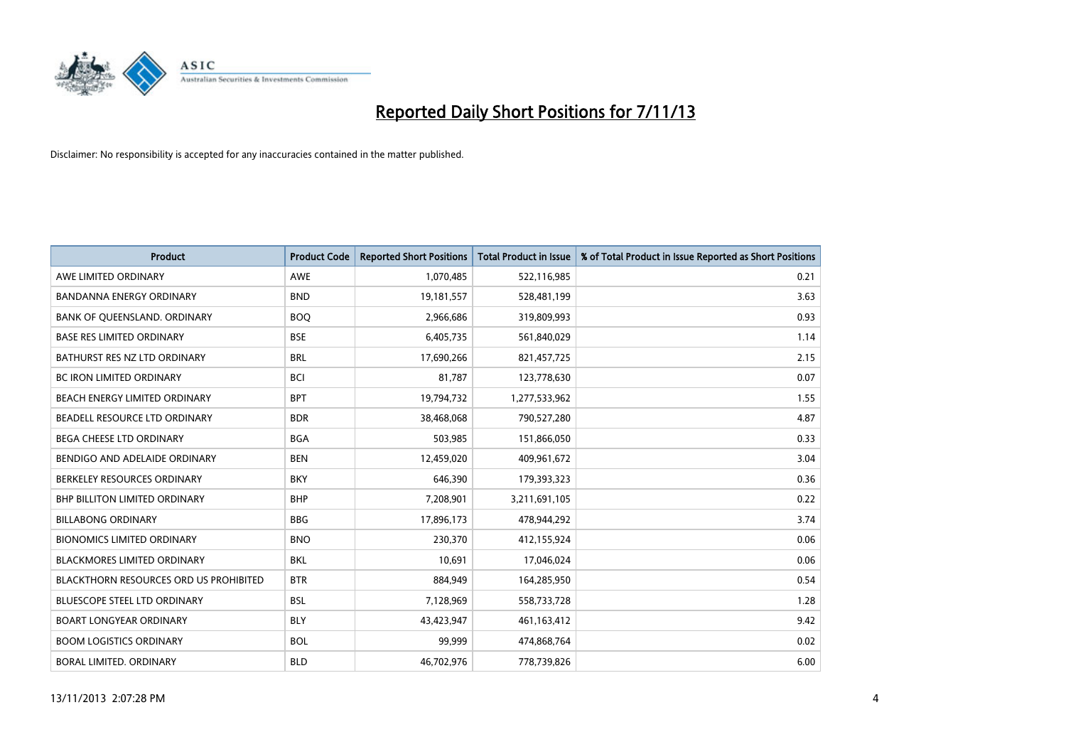# Reported Daily Short Positions for 7/11/13

Disclaimer: No responsibility is accepted for any inaccuracies contained in the matter published.

| Product | Product Code | Reported Short Positions | Total Product in Issue | % of Total Product in Issue Reported as Short Positions |
|---|---|---|---|---|
| AWE LIMITED ORDINARY | AWE | 1,070,485 | 522,116,985 | 0.21 |
| BANDANNA ENERGY ORDINARY | BND | 19,181,557 | 528,481,199 | 3.63 |
| BANK OF QUEENSLAND. ORDINARY | BOQ | 2,966,686 | 319,809,993 | 0.93 |
| BASE RES LIMITED ORDINARY | BSE | 6,405,735 | 561,840,029 | 1.14 |
| BATHURST RES NZ LTD ORDINARY | BRL | 17,690,266 | 821,457,725 | 2.15 |
| BC IRON LIMITED ORDINARY | BCI | 81,787 | 123,778,630 | 0.07 |
| BEACH ENERGY LIMITED ORDINARY | BPT | 19,794,732 | 1,277,533,962 | 1.55 |
| BEADELL RESOURCE LTD ORDINARY | BDR | 38,468,068 | 790,527,280 | 4.87 |
| BEGA CHEESE LTD ORDINARY | BGA | 503,985 | 151,866,050 | 0.33 |
| BENDIGO AND ADELAIDE ORDINARY | BEN | 12,459,020 | 409,961,672 | 3.04 |
| BERKELEY RESOURCES ORDINARY | BKY | 646,390 | 179,393,323 | 0.36 |
| BHP BILLITON LIMITED ORDINARY | BHP | 7,208,901 | 3,211,691,105 | 0.22 |
| BILLABONG ORDINARY | BBG | 17,896,173 | 478,944,292 | 3.74 |
| BIONOMICS LIMITED ORDINARY | BNO | 230,370 | 412,155,924 | 0.06 |
| BLACKMORES LIMITED ORDINARY | BKL | 10,691 | 17,046,024 | 0.06 |
| BLACKTHORN RESOURCES ORD US PROHIBITED | BTR | 884,949 | 164,285,950 | 0.54 |
| BLUESCOPE STEEL LTD ORDINARY | BSL | 7,128,969 | 558,733,728 | 1.28 |
| BOART LONGYEAR ORDINARY | BLY | 43,423,947 | 461,163,412 | 9.42 |
| BOOM LOGISTICS ORDINARY | BOL | 99,999 | 474,868,764 | 0.02 |
| BORAL LIMITED. ORDINARY | BLD | 46,702,976 | 778,739,826 | 6.00 |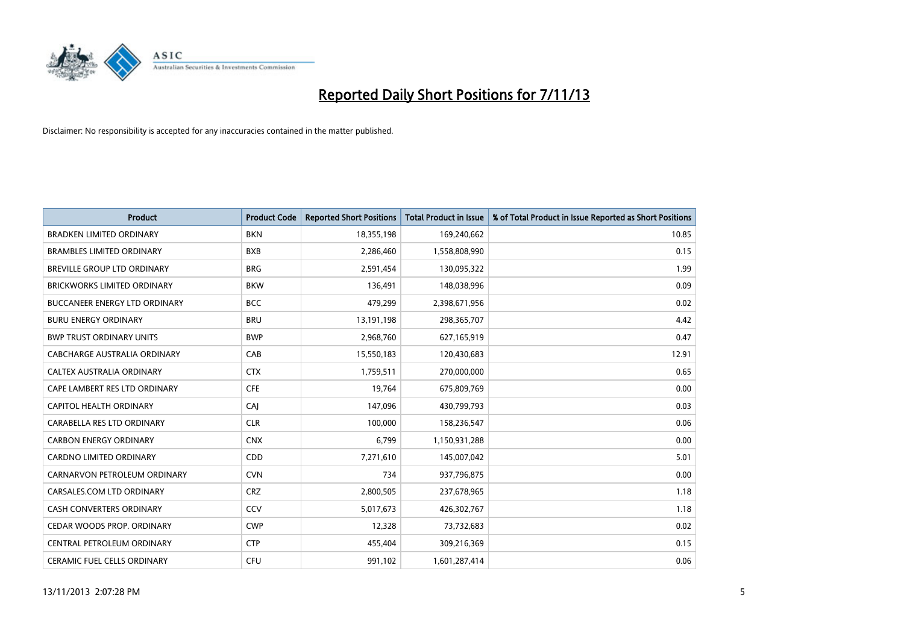# Reported Daily Short Positions for 7/11/13

Disclaimer: No responsibility is accepted for any inaccuracies contained in the matter published.

| Product | Product Code | Reported Short Positions | Total Product in Issue | % of Total Product in Issue Reported as Short Positions |
|---|---|---|---|---|
| BRADKEN LIMITED ORDINARY | BKN | 18,355,198 | 169,240,662 | 10.85 |
| BRAMBLES LIMITED ORDINARY | BXB | 2,286,460 | 1,558,808,990 | 0.15 |
| BREVILLE GROUP LTD ORDINARY | BRG | 2,591,454 | 130,095,322 | 1.99 |
| BRICKWORKS LIMITED ORDINARY | BKW | 136,491 | 148,038,996 | 0.09 |
| BUCCANEER ENERGY LTD ORDINARY | BCC | 479,299 | 2,398,671,956 | 0.02 |
| BURU ENERGY ORDINARY | BRU | 13,191,198 | 298,365,707 | 4.42 |
| BWP TRUST ORDINARY UNITS | BWP | 2,968,760 | 627,165,919 | 0.47 |
| CABCHARGE AUSTRALIA ORDINARY | CAB | 15,550,183 | 120,430,683 | 12.91 |
| CALTEX AUSTRALIA ORDINARY | CTX | 1,759,511 | 270,000,000 | 0.65 |
| CAPE LAMBERT RES LTD ORDINARY | CFE | 19,764 | 675,809,769 | 0.00 |
| CAPITOL HEALTH ORDINARY | CAJ | 147,096 | 430,799,793 | 0.03 |
| CARABELLA RES LTD ORDINARY | CLR | 100,000 | 158,236,547 | 0.06 |
| CARBON ENERGY ORDINARY | CNX | 6,799 | 1,150,931,288 | 0.00 |
| CARDNO LIMITED ORDINARY | CDD | 7,271,610 | 145,007,042 | 5.01 |
| CARNARVON PETROLEUM ORDINARY | CVN | 734 | 937,796,875 | 0.00 |
| CARSALES.COM LTD ORDINARY | CRZ | 2,800,505 | 237,678,965 | 1.18 |
| CASH CONVERTERS ORDINARY | CCV | 5,017,673 | 426,302,767 | 1.18 |
| CEDAR WOODS PROP. ORDINARY | CWP | 12,328 | 73,732,683 | 0.02 |
| CENTRAL PETROLEUM ORDINARY | CTP | 455,404 | 309,216,369 | 0.15 |
| CERAMIC FUEL CELLS ORDINARY | CFU | 991,102 | 1,601,287,414 | 0.06 |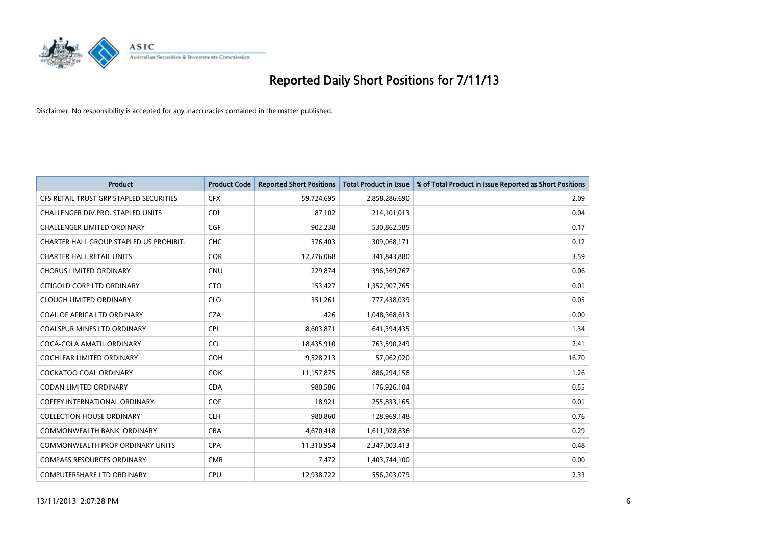# Reported Daily Short Positions for 7/11/13

Disclaimer: No responsibility is accepted for any inaccuracies contained in the matter published.

| Product | Product Code | Reported Short Positions | Total Product in Issue | % of Total Product in Issue Reported as Short Positions |
|---|---|---|---|---|
| CFS RETAIL TRUST GRP STAPLED SECURITIES | CFX | 59,724,695 | 2,858,286,690 | 2.09 |
| CHALLENGER DIV.PRO. STAPLED UNITS | CDI | 87,102 | 214,101,013 | 0.04 |
| CHALLENGER LIMITED ORDINARY | CGF | 902,238 | 530,862,585 | 0.17 |
| CHARTER HALL GROUP STAPLED US PROHIBIT. | CHC | 376,403 | 309,068,171 | 0.12 |
| CHARTER HALL RETAIL UNITS | CQR | 12,276,068 | 341,843,880 | 3.59 |
| CHORUS LIMITED ORDINARY | CNU | 229,874 | 396,369,767 | 0.06 |
| CITIGOLD CORP LTD ORDINARY | CTO | 153,427 | 1,352,907,765 | 0.01 |
| CLOUGH LIMITED ORDINARY | CLO | 351,261 | 777,438,039 | 0.05 |
| COAL OF AFRICA LTD ORDINARY | CZA | 426 | 1,048,368,613 | 0.00 |
| COALSPUR MINES LTD ORDINARY | CPL | 8,603,871 | 641,394,435 | 1.34 |
| COCA-COLA AMATIL ORDINARY | CCL | 18,435,910 | 763,590,249 | 2.41 |
| COCHLEAR LIMITED ORDINARY | COH | 9,528,213 | 57,062,020 | 16.70 |
| COCKATOO COAL ORDINARY | COK | 11,157,875 | 886,294,158 | 1.26 |
| CODAN LIMITED ORDINARY | CDA | 980,586 | 176,926,104 | 0.55 |
| COFFEY INTERNATIONAL ORDINARY | COF | 18,921 | 255,833,165 | 0.01 |
| COLLECTION HOUSE ORDINARY | CLH | 980,860 | 128,969,148 | 0.76 |
| COMMONWEALTH BANK. ORDINARY | CBA | 4,670,418 | 1,611,928,836 | 0.29 |
| COMMONWEALTH PROP ORDINARY UNITS | CPA | 11,310,954 | 2,347,003,413 | 0.48 |
| COMPASS RESOURCES ORDINARY | CMR | 7,472 | 1,403,744,100 | 0.00 |
| COMPUTERSHARE LTD ORDINARY | CPU | 12,938,722 | 556,203,079 | 2.33 |

13/11/2013 2:07:28 PM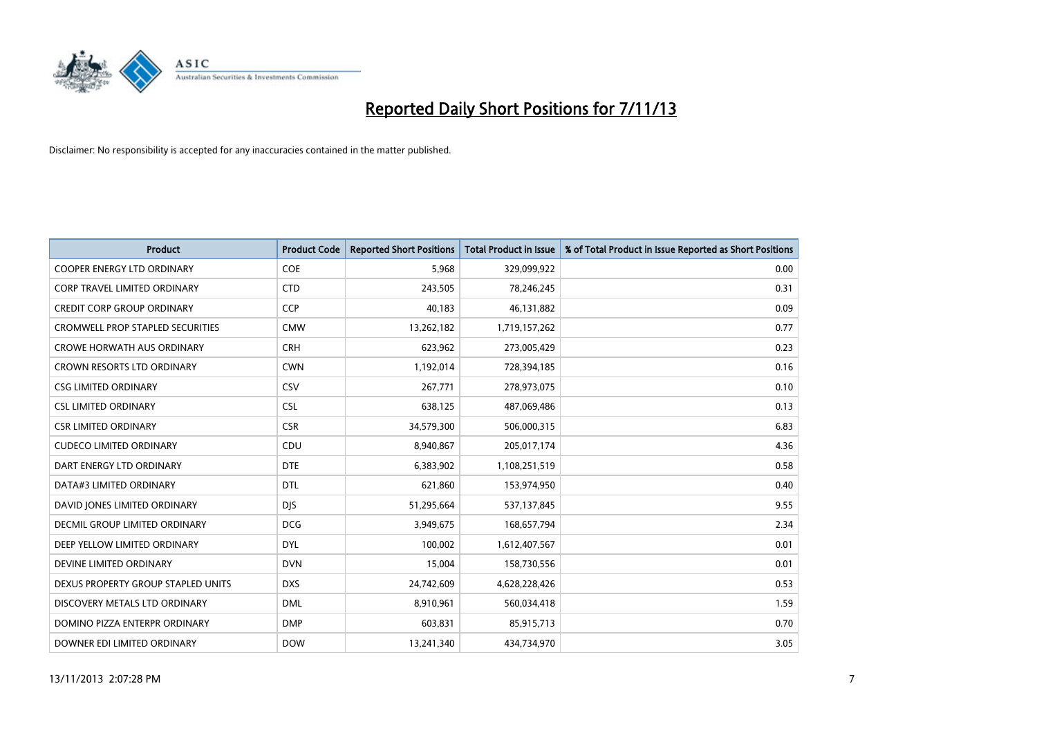# Reported Daily Short Positions for 7/11/13

Disclaimer: No responsibility is accepted for any inaccuracies contained in the matter published.

| Product | Product Code | Reported Short Positions | Total Product in Issue | % of Total Product in Issue Reported as Short Positions |
|---|---|---|---|---|
| COOPER ENERGY LTD ORDINARY | COE | 5,968 | 329,099,922 | 0.00 |
| CORP TRAVEL LIMITED ORDINARY | CTD | 243,505 | 78,246,245 | 0.31 |
| CREDIT CORP GROUP ORDINARY | CCP | 40,183 | 46,131,882 | 0.09 |
| CROMWELL PROP STAPLED SECURITIES | CMW | 13,262,182 | 1,719,157,262 | 0.77 |
| CROWE HORWATH AUS ORDINARY | CRH | 623,962 | 273,005,429 | 0.23 |
| CROWN RESORTS LTD ORDINARY | CWN | 1,192,014 | 728,394,185 | 0.16 |
| CSG LIMITED ORDINARY | CSV | 267,771 | 278,973,075 | 0.10 |
| CSL LIMITED ORDINARY | CSL | 638,125 | 487,069,486 | 0.13 |
| CSR LIMITED ORDINARY | CSR | 34,579,300 | 506,000,315 | 6.83 |
| CUDECO LIMITED ORDINARY | CDU | 8,940,867 | 205,017,174 | 4.36 |
| DART ENERGY LTD ORDINARY | DTE | 6,383,902 | 1,108,251,519 | 0.58 |
| DATA#3 LIMITED ORDINARY | DTL | 621,860 | 153,974,950 | 0.40 |
| DAVID JONES LIMITED ORDINARY | DJS | 51,295,664 | 537,137,845 | 9.55 |
| DECMIL GROUP LIMITED ORDINARY | DCG | 3,949,675 | 168,657,794 | 2.34 |
| DEEP YELLOW LIMITED ORDINARY | DYL | 100,002 | 1,612,407,567 | 0.01 |
| DEVINE LIMITED ORDINARY | DVN | 15,004 | 158,730,556 | 0.01 |
| DEXUS PROPERTY GROUP STAPLED UNITS | DXS | 24,742,609 | 4,628,228,426 | 0.53 |
| DISCOVERY METALS LTD ORDINARY | DML | 8,910,961 | 560,034,418 | 1.59 |
| DOMINO PIZZA ENTERPR ORDINARY | DMP | 603,831 | 85,915,713 | 0.70 |
| DOWNER EDI LIMITED ORDINARY | DOW | 13,241,340 | 434,734,970 | 3.05 |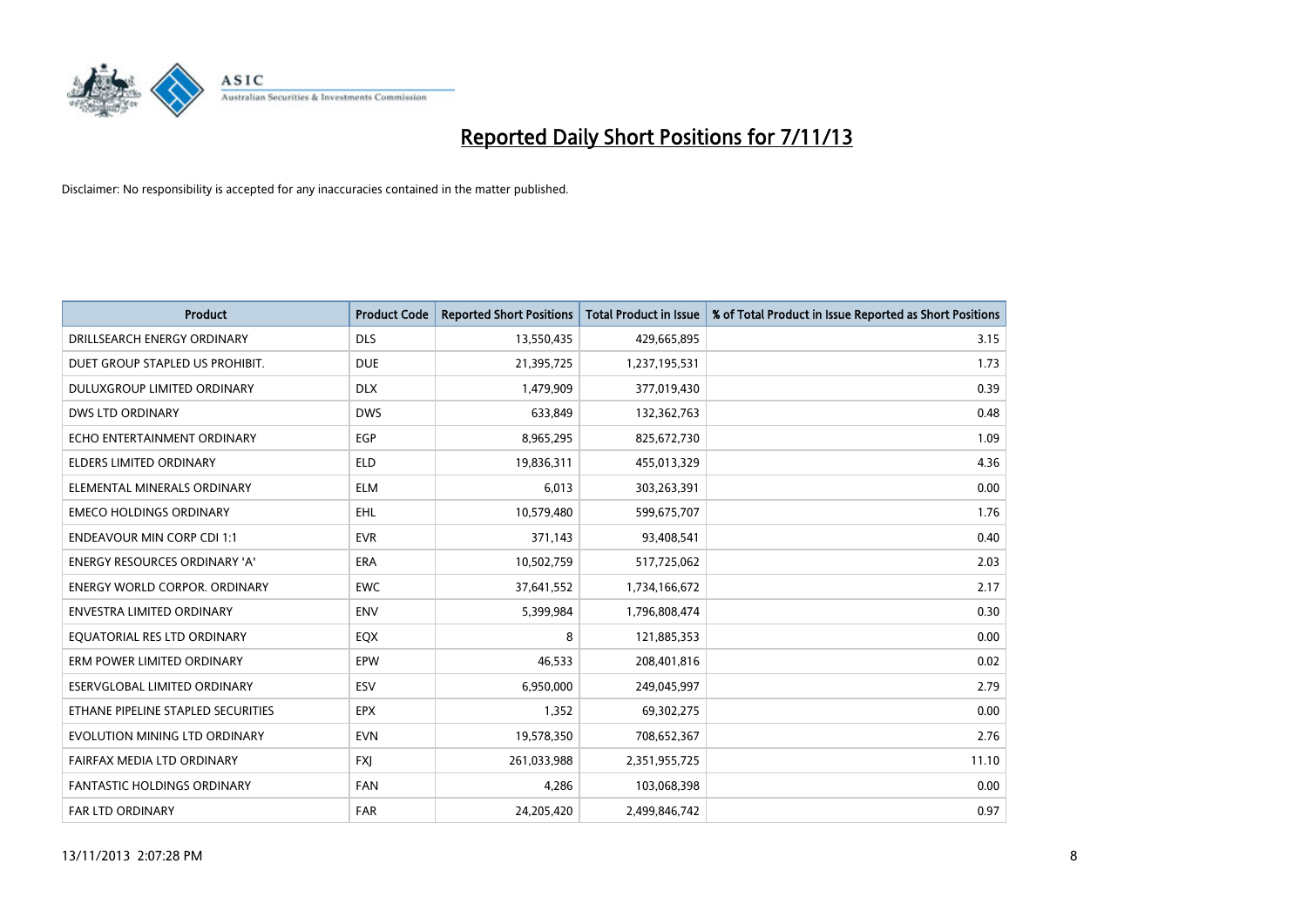# Reported Daily Short Positions for 7/11/13

Disclaimer: No responsibility is accepted for any inaccuracies contained in the matter published.

| Product | Product Code | Reported Short Positions | Total Product in Issue | % of Total Product in Issue Reported as Short Positions |
|---|---|---|---|---|
| DRILLSEARCH ENERGY ORDINARY | DLS | 13,550,435 | 429,665,895 | 3.15 |
| DUET GROUP STAPLED US PROHIBIT. | DUE | 21,395,725 | 1,237,195,531 | 1.73 |
| DULUXGROUP LIMITED ORDINARY | DLX | 1,479,909 | 377,019,430 | 0.39 |
| DWS LTD ORDINARY | DWS | 633,849 | 132,362,763 | 0.48 |
| ECHO ENTERTAINMENT ORDINARY | EGP | 8,965,295 | 825,672,730 | 1.09 |
| ELDERS LIMITED ORDINARY | ELD | 19,836,311 | 455,013,329 | 4.36 |
| ELEMENTAL MINERALS ORDINARY | ELM | 6,013 | 303,263,391 | 0.00 |
| EMECO HOLDINGS ORDINARY | EHL | 10,579,480 | 599,675,707 | 1.76 |
| ENDEAVOUR MIN CORP CDI 1:1 | EVR | 371,143 | 93,408,541 | 0.40 |
| ENERGY RESOURCES ORDINARY 'A' | ERA | 10,502,759 | 517,725,062 | 2.03 |
| ENERGY WORLD CORPOR. ORDINARY | EWC | 37,641,552 | 1,734,166,672 | 2.17 |
| ENVESTRA LIMITED ORDINARY | ENV | 5,399,984 | 1,796,808,474 | 0.30 |
| EQUATORIAL RES LTD ORDINARY | EQX | 8 | 121,885,353 | 0.00 |
| ERM POWER LIMITED ORDINARY | EPW | 46,533 | 208,401,816 | 0.02 |
| ESERVGLOBAL LIMITED ORDINARY | ESV | 6,950,000 | 249,045,997 | 2.79 |
| ETHANE PIPELINE STAPLED SECURITIES | EPX | 1,352 | 69,302,275 | 0.00 |
| EVOLUTION MINING LTD ORDINARY | EVN | 19,578,350 | 708,652,367 | 2.76 |
| FAIRFAX MEDIA LTD ORDINARY | FXJ | 261,033,988 | 2,351,955,725 | 11.10 |
| FANTASTIC HOLDINGS ORDINARY | FAN | 4,286 | 103,068,398 | 0.00 |
| FAR LTD ORDINARY | FAR | 24,205,420 | 2,499,846,742 | 0.97 |

13/11/2013 2:07:28 PM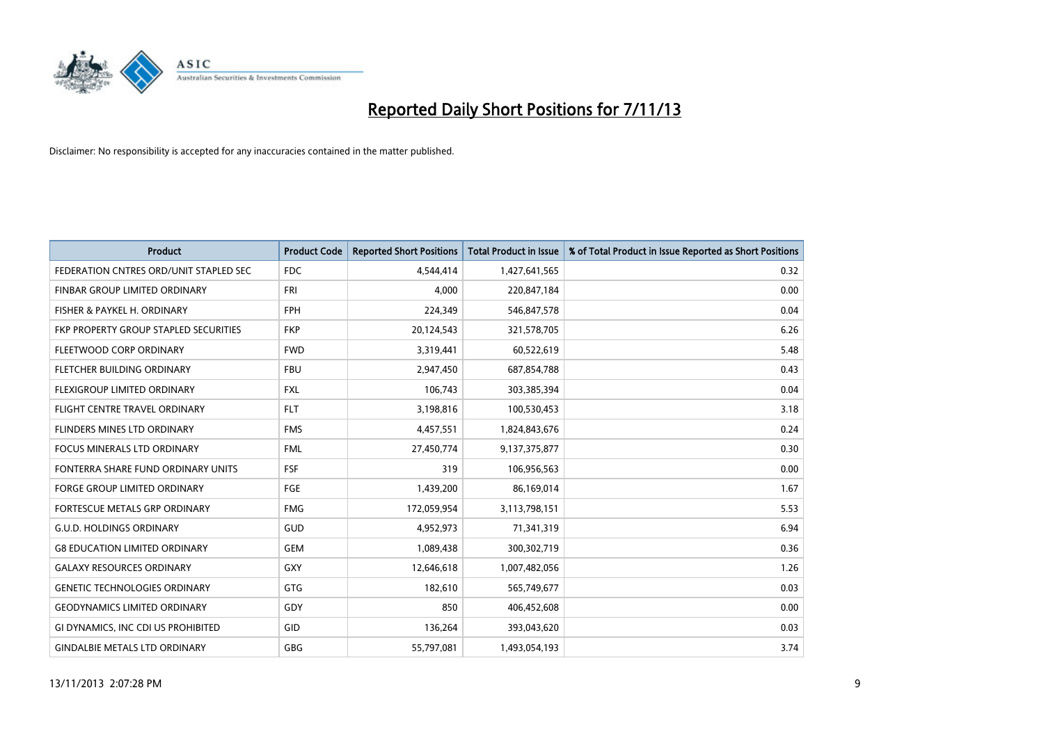# Reported Daily Short Positions for 7/11/13

Disclaimer: No responsibility is accepted for any inaccuracies contained in the matter published.

| Product | Product Code | Reported Short Positions | Total Product in Issue | % of Total Product in Issue Reported as Short Positions |
|---|---|---|---|---|
| FEDERATION CNTRES ORD/UNIT STAPLED SEC | FDC | 4,544,414 | 1,427,641,565 | 0.32 |
| FINBAR GROUP LIMITED ORDINARY | FRI | 4,000 | 220,847,184 | 0.00 |
| FISHER & PAYKEL H. ORDINARY | FPH | 224,349 | 546,847,578 | 0.04 |
| FKP PROPERTY GROUP STAPLED SECURITIES | FKP | 20,124,543 | 321,578,705 | 6.26 |
| FLEETWOOD CORP ORDINARY | FWD | 3,319,441 | 60,522,619 | 5.48 |
| FLETCHER BUILDING ORDINARY | FBU | 2,947,450 | 687,854,788 | 0.43 |
| FLEXIGROUP LIMITED ORDINARY | FXL | 106,743 | 303,385,394 | 0.04 |
| FLIGHT CENTRE TRAVEL ORDINARY | FLT | 3,198,816 | 100,530,453 | 3.18 |
| FLINDERS MINES LTD ORDINARY | FMS | 4,457,551 | 1,824,843,676 | 0.24 |
| FOCUS MINERALS LTD ORDINARY | FML | 27,450,774 | 9,137,375,877 | 0.30 |
| FONTERRA SHARE FUND ORDINARY UNITS | FSF | 319 | 106,956,563 | 0.00 |
| FORGE GROUP LIMITED ORDINARY | FGE | 1,439,200 | 86,169,014 | 1.67 |
| FORTESCUE METALS GRP ORDINARY | FMG | 172,059,954 | 3,113,798,151 | 5.53 |
| G.U.D. HOLDINGS ORDINARY | GUD | 4,952,973 | 71,341,319 | 6.94 |
| G8 EDUCATION LIMITED ORDINARY | GEM | 1,089,438 | 300,302,719 | 0.36 |
| GALAXY RESOURCES ORDINARY | GXY | 12,646,618 | 1,007,482,056 | 1.26 |
| GENETIC TECHNOLOGIES ORDINARY | GTG | 182,610 | 565,749,677 | 0.03 |
| GEODYNAMICS LIMITED ORDINARY | GDY | 850 | 406,452,608 | 0.00 |
| GI DYNAMICS, INC CDI US PROHIBITED | GID | 136,264 | 393,043,620 | 0.03 |
| GINDALBIE METALS LTD ORDINARY | GBG | 55,797,081 | 1,493,054,193 | 3.74 |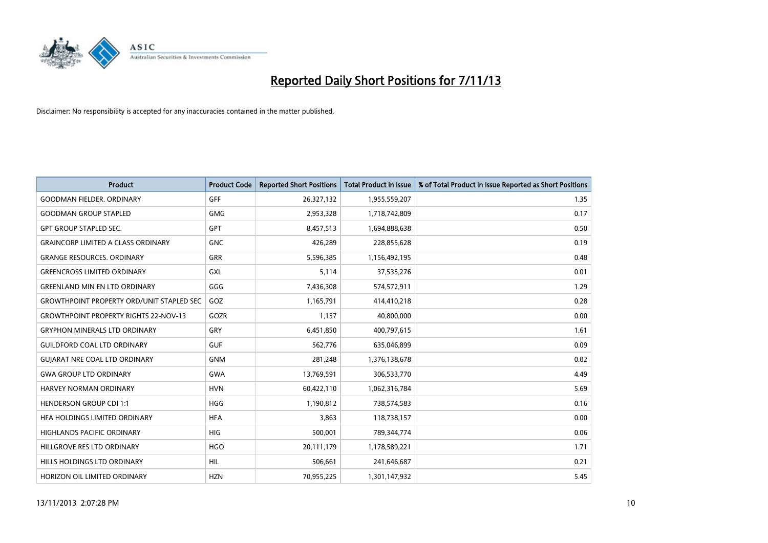# Reported Daily Short Positions for 7/11/13

Disclaimer: No responsibility is accepted for any inaccuracies contained in the matter published.

| Product | Product Code | Reported Short Positions | Total Product in Issue | % of Total Product in Issue Reported as Short Positions |
|---|---|---|---|---|
| GOODMAN FIELDER. ORDINARY | GFF | 26,327,132 | 1,955,559,207 | 1.35 |
| GOODMAN GROUP STAPLED | GMG | 2,953,328 | 1,718,742,809 | 0.17 |
| GPT GROUP STAPLED SEC. | GPT | 8,457,513 | 1,694,888,638 | 0.50 |
| GRAINCORP LIMITED A CLASS ORDINARY | GNC | 426,289 | 228,855,628 | 0.19 |
| GRANGE RESOURCES. ORDINARY | GRR | 5,596,385 | 1,156,492,195 | 0.48 |
| GREENCROSS LIMITED ORDINARY | GXL | 5,114 | 37,535,276 | 0.01 |
| GREENLAND MIN EN LTD ORDINARY | GGG | 7,436,308 | 574,572,911 | 1.29 |
| GROWTHPOINT PROPERTY ORD/UNIT STAPLED SEC | GOZ | 1,165,791 | 414,410,218 | 0.28 |
| GROWTHPOINT PROPERTY RIGHTS 22-NOV-13 | GOZR | 1,157 | 40,800,000 | 0.00 |
| GRYPHON MINERALS LTD ORDINARY | GRY | 6,451,850 | 400,797,615 | 1.61 |
| GUILDFORD COAL LTD ORDINARY | GUF | 562,776 | 635,046,899 | 0.09 |
| GUJARAT NRE COAL LTD ORDINARY | GNM | 281,248 | 1,376,138,678 | 0.02 |
| GWA GROUP LTD ORDINARY | GWA | 13,769,591 | 306,533,770 | 4.49 |
| HARVEY NORMAN ORDINARY | HVN | 60,422,110 | 1,062,316,784 | 5.69 |
| HENDERSON GROUP CDI 1:1 | HGG | 1,190,812 | 738,574,583 | 0.16 |
| HFA HOLDINGS LIMITED ORDINARY | HFA | 3,863 | 118,738,157 | 0.00 |
| HIGHLANDS PACIFIC ORDINARY | HIG | 500,001 | 789,344,774 | 0.06 |
| HILLGROVE RES LTD ORDINARY | HGO | 20,111,179 | 1,178,589,221 | 1.71 |
| HILLS HOLDINGS LTD ORDINARY | HIL | 506,661 | 241,646,687 | 0.21 |
| HORIZON OIL LIMITED ORDINARY | HZN | 70,955,225 | 1,301,147,932 | 5.45 |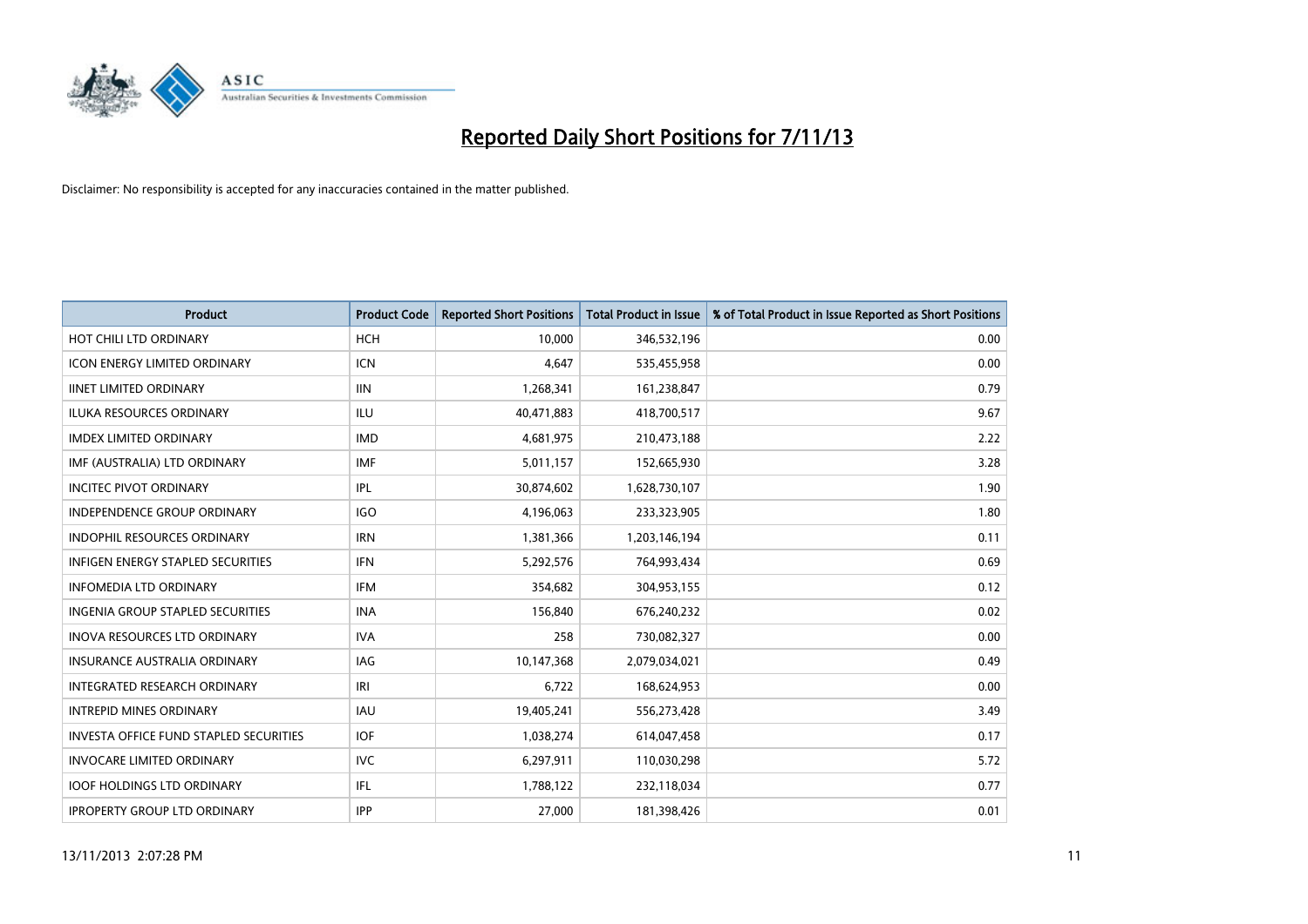# Reported Daily Short Positions for 7/11/13

Disclaimer: No responsibility is accepted for any inaccuracies contained in the matter published.

| Product | Product Code | Reported Short Positions | Total Product in Issue | % of Total Product in Issue Reported as Short Positions |
|---|---|---|---|---|
| HOT CHILI LTD ORDINARY | HCH | 10,000 | 346,532,196 | 0.00 |
| ICON ENERGY LIMITED ORDINARY | ICN | 4,647 | 535,455,958 | 0.00 |
| IINET LIMITED ORDINARY | IIN | 1,268,341 | 161,238,847 | 0.79 |
| ILUKA RESOURCES ORDINARY | ILU | 40,471,883 | 418,700,517 | 9.67 |
| IMDEX LIMITED ORDINARY | IMD | 4,681,975 | 210,473,188 | 2.22 |
| IMF (AUSTRALIA) LTD ORDINARY | IMF | 5,011,157 | 152,665,930 | 3.28 |
| INCITEC PIVOT ORDINARY | IPL | 30,874,602 | 1,628,730,107 | 1.90 |
| INDEPENDENCE GROUP ORDINARY | IGO | 4,196,063 | 233,323,905 | 1.80 |
| INDOPHIL RESOURCES ORDINARY | IRN | 1,381,366 | 1,203,146,194 | 0.11 |
| INFIGEN ENERGY STAPLED SECURITIES | IFN | 5,292,576 | 764,993,434 | 0.69 |
| INFOMEDIA LTD ORDINARY | IFM | 354,682 | 304,953,155 | 0.12 |
| INGENIA GROUP STAPLED SECURITIES | INA | 156,840 | 676,240,232 | 0.02 |
| INOVA RESOURCES LTD ORDINARY | IVA | 258 | 730,082,327 | 0.00 |
| INSURANCE AUSTRALIA ORDINARY | IAG | 10,147,368 | 2,079,034,021 | 0.49 |
| INTEGRATED RESEARCH ORDINARY | IRI | 6,722 | 168,624,953 | 0.00 |
| INTREPID MINES ORDINARY | IAU | 19,405,241 | 556,273,428 | 3.49 |
| INVESTA OFFICE FUND STAPLED SECURITIES | IOF | 1,038,274 | 614,047,458 | 0.17 |
| INVOCARE LIMITED ORDINARY | IVC | 6,297,911 | 110,030,298 | 5.72 |
| IOOF HOLDINGS LTD ORDINARY | IFL | 1,788,122 | 232,118,034 | 0.77 |
| IPROPERTY GROUP LTD ORDINARY | IPP | 27,000 | 181,398,426 | 0.01 |

13/11/2013 2:07:28 PM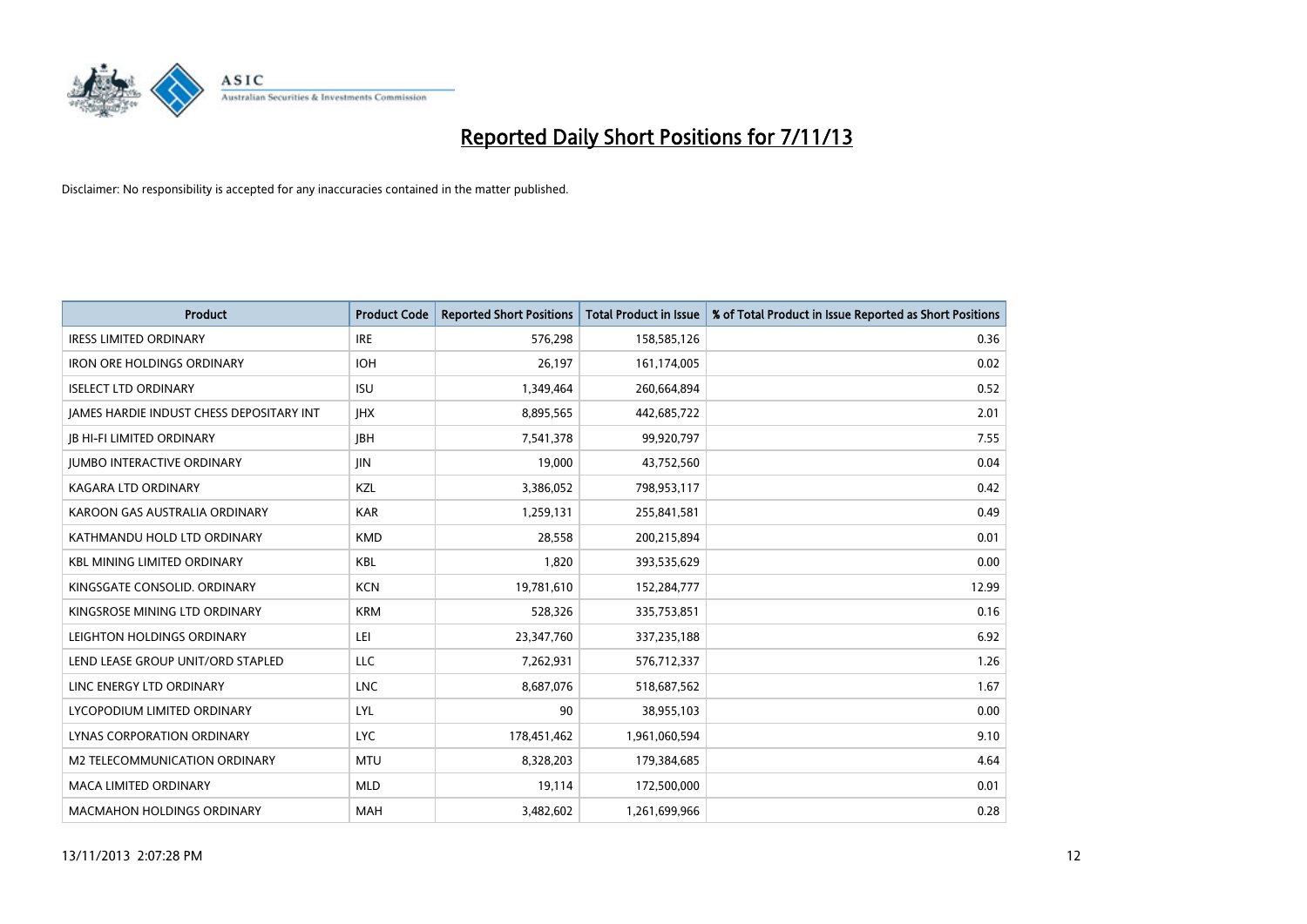# Reported Daily Short Positions for 7/11/13

Disclaimer: No responsibility is accepted for any inaccuracies contained in the matter published.

| Product | Product Code | Reported Short Positions | Total Product in Issue | % of Total Product in Issue Reported as Short Positions |
|---|---|---|---|---|
| IRESS LIMITED ORDINARY | IRE | 576,298 | 158,585,126 | 0.36 |
| IRON ORE HOLDINGS ORDINARY | IOH | 26,197 | 161,174,005 | 0.02 |
| ISELECT LTD ORDINARY | ISU | 1,349,464 | 260,664,894 | 0.52 |
| JAMES HARDIE INDUST CHESS DEPOSITARY INT | JHX | 8,895,565 | 442,685,722 | 2.01 |
| JB HI-FI LIMITED ORDINARY | JBH | 7,541,378 | 99,920,797 | 7.55 |
| JUMBO INTERACTIVE ORDINARY | JIN | 19,000 | 43,752,560 | 0.04 |
| KAGARA LTD ORDINARY | KZL | 3,386,052 | 798,953,117 | 0.42 |
| KAROON GAS AUSTRALIA ORDINARY | KAR | 1,259,131 | 255,841,581 | 0.49 |
| KATHMANDU HOLD LTD ORDINARY | KMD | 28,558 | 200,215,894 | 0.01 |
| KBL MINING LIMITED ORDINARY | KBL | 1,820 | 393,535,629 | 0.00 |
| KINGSGATE CONSOLID. ORDINARY | KCN | 19,781,610 | 152,284,777 | 12.99 |
| KINGSROSE MINING LTD ORDINARY | KRM | 528,326 | 335,753,851 | 0.16 |
| LEIGHTON HOLDINGS ORDINARY | LEI | 23,347,760 | 337,235,188 | 6.92 |
| LEND LEASE GROUP UNIT/ORD STAPLED | LLC | 7,262,931 | 576,712,337 | 1.26 |
| LINC ENERGY LTD ORDINARY | LNC | 8,687,076 | 518,687,562 | 1.67 |
| LYCOPODIUM LIMITED ORDINARY | LYL | 90 | 38,955,103 | 0.00 |
| LYNAS CORPORATION ORDINARY | LYC | 178,451,462 | 1,961,060,594 | 9.10 |
| M2 TELECOMMUNICATION ORDINARY | MTU | 8,328,203 | 179,384,685 | 4.64 |
| MACA LIMITED ORDINARY | MLD | 19,114 | 172,500,000 | 0.01 |
| MACMAHON HOLDINGS ORDINARY | MAH | 3,482,602 | 1,261,699,966 | 0.28 |

13/11/2013 2:07:28 PM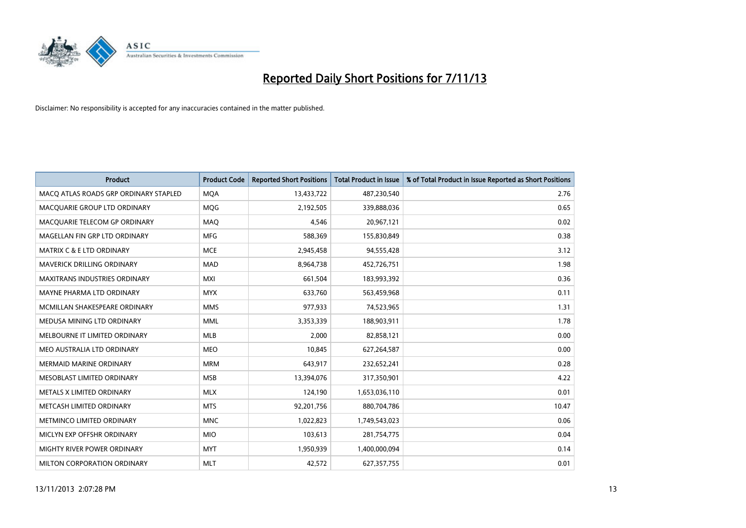# Reported Daily Short Positions for 7/11/13

Disclaimer: No responsibility is accepted for any inaccuracies contained in the matter published.

| Product | Product Code | Reported Short Positions | Total Product in Issue | % of Total Product in Issue Reported as Short Positions |
|---|---|---|---|---|
| MACQ ATLAS ROADS GRP ORDINARY STAPLED | MQA | 13,433,722 | 487,230,540 | 2.76 |
| MACQUARIE GROUP LTD ORDINARY | MQG | 2,192,505 | 339,888,036 | 0.65 |
| MACQUARIE TELECOM GP ORDINARY | MAQ | 4,546 | 20,967,121 | 0.02 |
| MAGELLAN FIN GRP LTD ORDINARY | MFG | 588,369 | 155,830,849 | 0.38 |
| MATRIX C & E LTD ORDINARY | MCE | 2,945,458 | 94,555,428 | 3.12 |
| MAVERICK DRILLING ORDINARY | MAD | 8,964,738 | 452,726,751 | 1.98 |
| MAXITRANS INDUSTRIES ORDINARY | MXI | 661,504 | 183,993,392 | 0.36 |
| MAYNE PHARMA LTD ORDINARY | MYX | 633,760 | 563,459,968 | 0.11 |
| MCMILLAN SHAKESPEARE ORDINARY | MMS | 977,933 | 74,523,965 | 1.31 |
| MEDUSA MINING LTD ORDINARY | MML | 3,353,339 | 188,903,911 | 1.78 |
| MELBOURNE IT LIMITED ORDINARY | MLB | 2,000 | 82,858,121 | 0.00 |
| MEO AUSTRALIA LTD ORDINARY | MEO | 10,845 | 627,264,587 | 0.00 |
| MERMAID MARINE ORDINARY | MRM | 643,917 | 232,652,241 | 0.28 |
| MESOBLAST LIMITED ORDINARY | MSB | 13,394,076 | 317,350,901 | 4.22 |
| METALS X LIMITED ORDINARY | MLX | 124,190 | 1,653,036,110 | 0.01 |
| METCASH LIMITED ORDINARY | MTS | 92,201,756 | 880,704,786 | 10.47 |
| METMINCO LIMITED ORDINARY | MNC | 1,022,823 | 1,749,543,023 | 0.06 |
| MICLYN EXP OFFSHR ORDINARY | MIO | 103,613 | 281,754,775 | 0.04 |
| MIGHTY RIVER POWER ORDINARY | MYT | 1,950,939 | 1,400,000,094 | 0.14 |
| MILTON CORPORATION ORDINARY | MLT | 42,572 | 627,357,755 | 0.01 |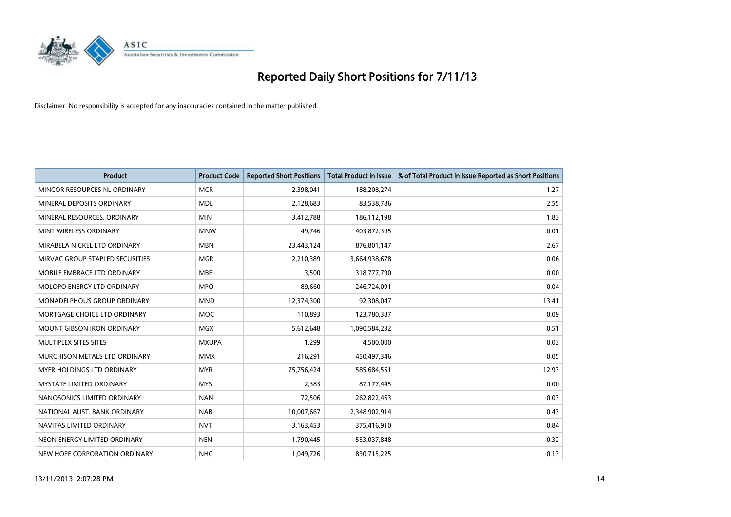# Reported Daily Short Positions for 7/11/13

Disclaimer: No responsibility is accepted for any inaccuracies contained in the matter published.

| Product | Product Code | Reported Short Positions | Total Product in Issue | % of Total Product in Issue Reported as Short Positions |
|---|---|---|---|---|
| MINCOR RESOURCES NL ORDINARY | MCR | 2,398,041 | 188,208,274 | 1.27 |
| MINERAL DEPOSITS ORDINARY | MDL | 2,128,683 | 83,538,786 | 2.55 |
| MINERAL RESOURCES. ORDINARY | MIN | 3,412,788 | 186,112,198 | 1.83 |
| MINT WIRELESS ORDINARY | MNW | 49,746 | 403,872,395 | 0.01 |
| MIRABELA NICKEL LTD ORDINARY | MBN | 23,443,124 | 876,801,147 | 2.67 |
| MIRVAC GROUP STAPLED SECURITIES | MGR | 2,210,389 | 3,664,938,678 | 0.06 |
| MOBILE EMBRACE LTD ORDINARY | MBE | 3,500 | 318,777,790 | 0.00 |
| MOLOPO ENERGY LTD ORDINARY | MPO | 89,660 | 246,724,091 | 0.04 |
| MONADELPHOUS GROUP ORDINARY | MND | 12,374,300 | 92,308,047 | 13.41 |
| MORTGAGE CHOICE LTD ORDINARY | MOC | 110,893 | 123,780,387 | 0.09 |
| MOUNT GIBSON IRON ORDINARY | MGX | 5,612,648 | 1,090,584,232 | 0.51 |
| MULTIPLEX SITES SITES | MXUPA | 1,299 | 4,500,000 | 0.03 |
| MURCHISON METALS LTD ORDINARY | MMX | 216,291 | 450,497,346 | 0.05 |
| MYER HOLDINGS LTD ORDINARY | MYR | 75,756,424 | 585,684,551 | 12.93 |
| MYSTATE LIMITED ORDINARY | MYS | 2,383 | 87,177,445 | 0.00 |
| NANOSONICS LIMITED ORDINARY | NAN | 72,506 | 262,822,463 | 0.03 |
| NATIONAL AUST. BANK ORDINARY | NAB | 10,007,667 | 2,348,902,914 | 0.43 |
| NAVITAS LIMITED ORDINARY | NVT | 3,163,453 | 375,416,910 | 0.84 |
| NEON ENERGY LIMITED ORDINARY | NEN | 1,790,445 | 553,037,848 | 0.32 |
| NEW HOPE CORPORATION ORDINARY | NHC | 1,049,726 | 830,715,225 | 0.13 |

13/11/2013 2:07:28 PM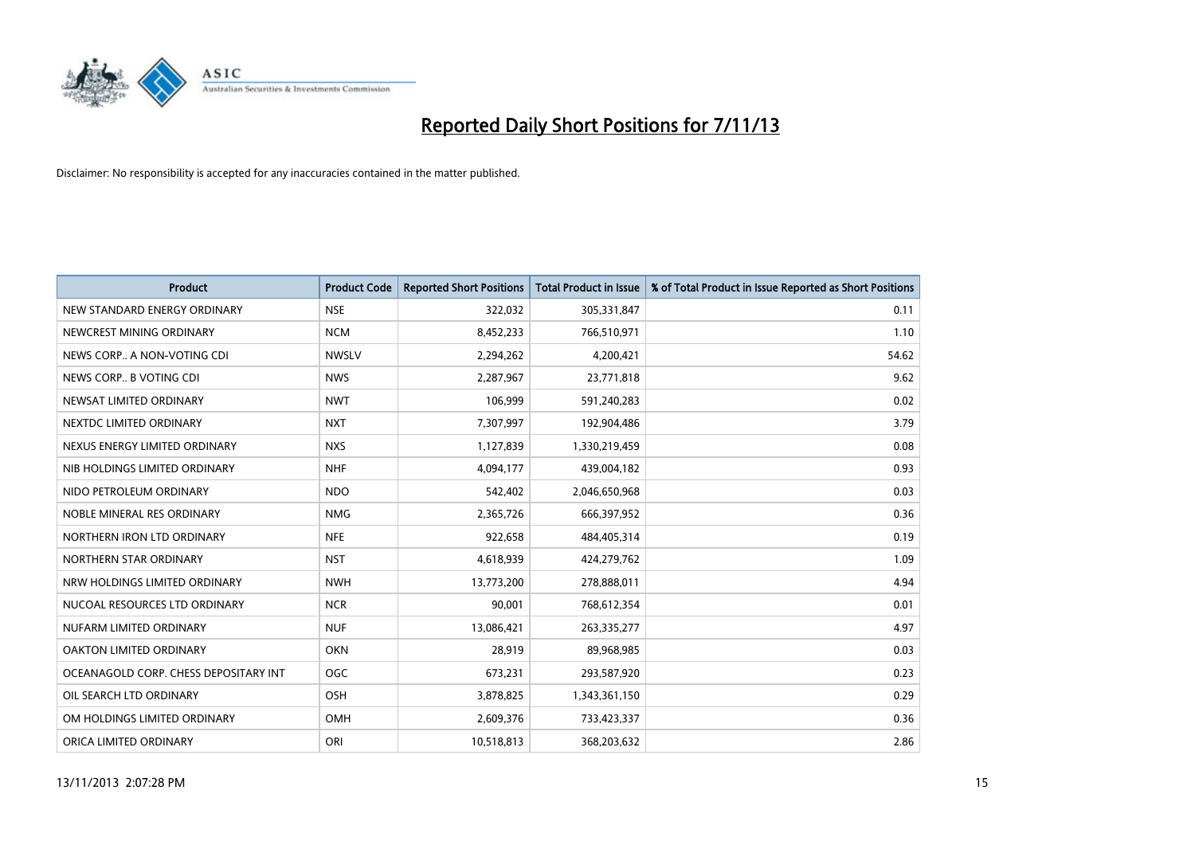# Reported Daily Short Positions for 7/11/13

Disclaimer: No responsibility is accepted for any inaccuracies contained in the matter published.

| Product | Product Code | Reported Short Positions | Total Product in Issue | % of Total Product in Issue Reported as Short Positions |
|---|---|---|---|---|
| NEW STANDARD ENERGY ORDINARY | NSE | 322,032 | 305,331,847 | 0.11 |
| NEWCREST MINING ORDINARY | NCM | 8,452,233 | 766,510,971 | 1.10 |
| NEWS CORP.. A NON-VOTING CDI | NWSLV | 2,294,262 | 4,200,421 | 54.62 |
| NEWS CORP.. B VOTING CDI | NWS | 2,287,967 | 23,771,818 | 9.62 |
| NEWSAT LIMITED ORDINARY | NWT | 106,999 | 591,240,283 | 0.02 |
| NEXTDC LIMITED ORDINARY | NXT | 7,307,997 | 192,904,486 | 3.79 |
| NEXUS ENERGY LIMITED ORDINARY | NXS | 1,127,839 | 1,330,219,459 | 0.08 |
| NIB HOLDINGS LIMITED ORDINARY | NHF | 4,094,177 | 439,004,182 | 0.93 |
| NIDO PETROLEUM ORDINARY | NDO | 542,402 | 2,046,650,968 | 0.03 |
| NOBLE MINERAL RES ORDINARY | NMG | 2,365,726 | 666,397,952 | 0.36 |
| NORTHERN IRON LTD ORDINARY | NFE | 922,658 | 484,405,314 | 0.19 |
| NORTHERN STAR ORDINARY | NST | 4,618,939 | 424,279,762 | 1.09 |
| NRW HOLDINGS LIMITED ORDINARY | NWH | 13,773,200 | 278,888,011 | 4.94 |
| NUCOAL RESOURCES LTD ORDINARY | NCR | 90,001 | 768,612,354 | 0.01 |
| NUFARM LIMITED ORDINARY | NUF | 13,086,421 | 263,335,277 | 4.97 |
| OAKTON LIMITED ORDINARY | OKN | 28,919 | 89,968,985 | 0.03 |
| OCEANAGOLD CORP. CHESS DEPOSITARY INT | OGC | 673,231 | 293,587,920 | 0.23 |
| OIL SEARCH LTD ORDINARY | OSH | 3,878,825 | 1,343,361,150 | 0.29 |
| OM HOLDINGS LIMITED ORDINARY | OMH | 2,609,376 | 733,423,337 | 0.36 |
| ORICA LIMITED ORDINARY | ORI | 10,518,813 | 368,203,632 | 2.86 |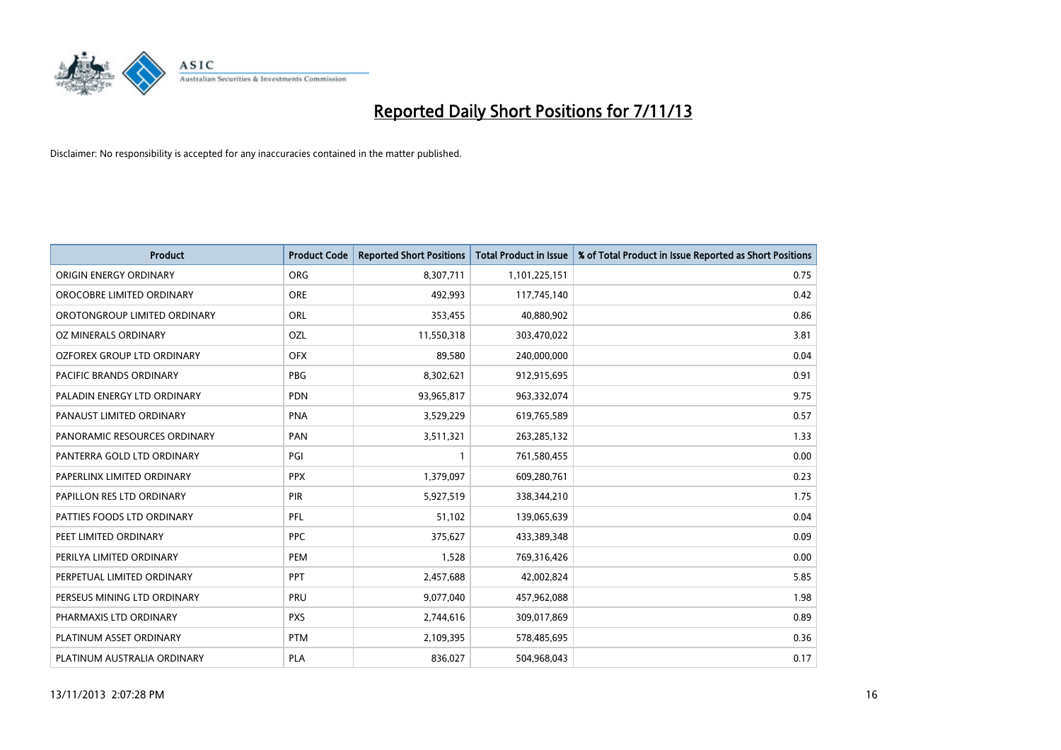# Reported Daily Short Positions for 7/11/13

Disclaimer: No responsibility is accepted for any inaccuracies contained in the matter published.

| Product | Product Code | Reported Short Positions | Total Product in Issue | % of Total Product in Issue Reported as Short Positions |
|---|---|---|---|---|
| ORIGIN ENERGY ORDINARY | ORG | 8,307,711 | 1,101,225,151 | 0.75 |
| OROCOBRE LIMITED ORDINARY | ORE | 492,993 | 117,745,140 | 0.42 |
| OROTONGROUP LIMITED ORDINARY | ORL | 353,455 | 40,880,902 | 0.86 |
| OZ MINERALS ORDINARY | OZL | 11,550,318 | 303,470,022 | 3.81 |
| OZFOREX GROUP LTD ORDINARY | OFX | 89,580 | 240,000,000 | 0.04 |
| PACIFIC BRANDS ORDINARY | PBG | 8,302,621 | 912,915,695 | 0.91 |
| PALADIN ENERGY LTD ORDINARY | PDN | 93,965,817 | 963,332,074 | 9.75 |
| PANAUST LIMITED ORDINARY | PNA | 3,529,229 | 619,765,589 | 0.57 |
| PANORAMIC RESOURCES ORDINARY | PAN | 3,511,321 | 263,285,132 | 1.33 |
| PANTERRA GOLD LTD ORDINARY | PGI | 1 | 761,580,455 | 0.00 |
| PAPERLINX LIMITED ORDINARY | PPX | 1,379,097 | 609,280,761 | 0.23 |
| PAPILLON RES LTD ORDINARY | PIR | 5,927,519 | 338,344,210 | 1.75 |
| PATTIES FOODS LTD ORDINARY | PFL | 51,102 | 139,065,639 | 0.04 |
| PEET LIMITED ORDINARY | PPC | 375,627 | 433,389,348 | 0.09 |
| PERILYA LIMITED ORDINARY | PEM | 1,528 | 769,316,426 | 0.00 |
| PERPETUAL LIMITED ORDINARY | PPT | 2,457,688 | 42,002,824 | 5.85 |
| PERSEUS MINING LTD ORDINARY | PRU | 9,077,040 | 457,962,088 | 1.98 |
| PHARMAXIS LTD ORDINARY | PXS | 2,744,616 | 309,017,869 | 0.89 |
| PLATINUM ASSET ORDINARY | PTM | 2,109,395 | 578,485,695 | 0.36 |
| PLATINUM AUSTRALIA ORDINARY | PLA | 836,027 | 504,968,043 | 0.17 |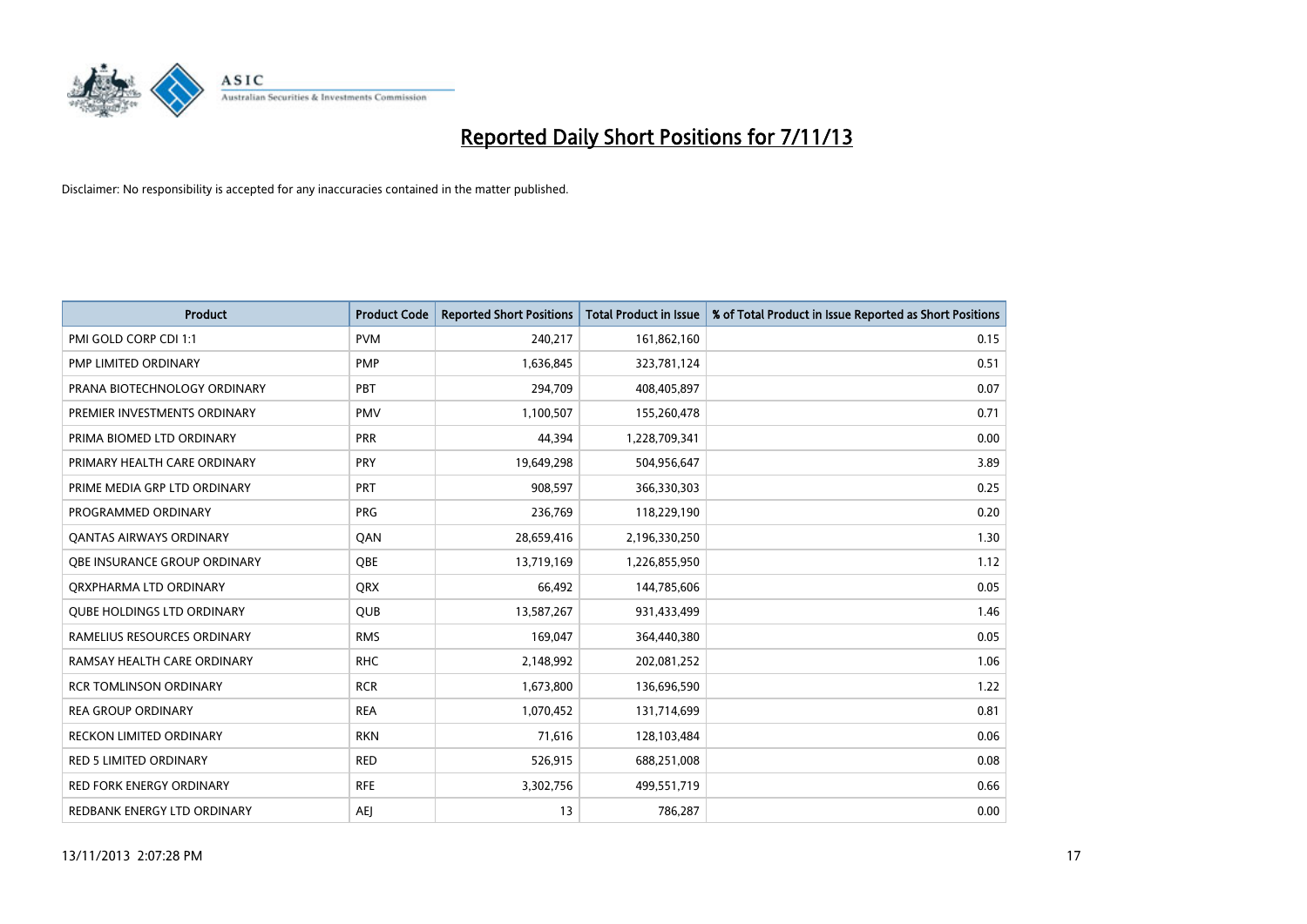# Reported Daily Short Positions for 7/11/13

Disclaimer: No responsibility is accepted for any inaccuracies contained in the matter published.

| Product | Product Code | Reported Short Positions | Total Product in Issue | % of Total Product in Issue Reported as Short Positions |
|---|---|---|---|---|
| PMI GOLD CORP CDI 1:1 | PVM | 240,217 | 161,862,160 | 0.15 |
| PMP LIMITED ORDINARY | PMP | 1,636,845 | 323,781,124 | 0.51 |
| PRANA BIOTECHNOLOGY ORDINARY | PBT | 294,709 | 408,405,897 | 0.07 |
| PREMIER INVESTMENTS ORDINARY | PMV | 1,100,507 | 155,260,478 | 0.71 |
| PRIMA BIOMED LTD ORDINARY | PRR | 44,394 | 1,228,709,341 | 0.00 |
| PRIMARY HEALTH CARE ORDINARY | PRY | 19,649,298 | 504,956,647 | 3.89 |
| PRIME MEDIA GRP LTD ORDINARY | PRT | 908,597 | 366,330,303 | 0.25 |
| PROGRAMMED ORDINARY | PRG | 236,769 | 118,229,190 | 0.20 |
| QANTAS AIRWAYS ORDINARY | QAN | 28,659,416 | 2,196,330,250 | 1.30 |
| QBE INSURANCE GROUP ORDINARY | QBE | 13,719,169 | 1,226,855,950 | 1.12 |
| QRXPHARMA LTD ORDINARY | QRX | 66,492 | 144,785,606 | 0.05 |
| QUBE HOLDINGS LTD ORDINARY | QUB | 13,587,267 | 931,433,499 | 1.46 |
| RAMELIUS RESOURCES ORDINARY | RMS | 169,047 | 364,440,380 | 0.05 |
| RAMSAY HEALTH CARE ORDINARY | RHC | 2,148,992 | 202,081,252 | 1.06 |
| RCR TOMLINSON ORDINARY | RCR | 1,673,800 | 136,696,590 | 1.22 |
| REA GROUP ORDINARY | REA | 1,070,452 | 131,714,699 | 0.81 |
| RECKON LIMITED ORDINARY | RKN | 71,616 | 128,103,484 | 0.06 |
| RED 5 LIMITED ORDINARY | RED | 526,915 | 688,251,008 | 0.08 |
| RED FORK ENERGY ORDINARY | RFE | 3,302,756 | 499,551,719 | 0.66 |
| REDBANK ENERGY LTD ORDINARY | AEJ | 13 | 786,287 | 0.00 |

13/11/2013 2:07:28 PM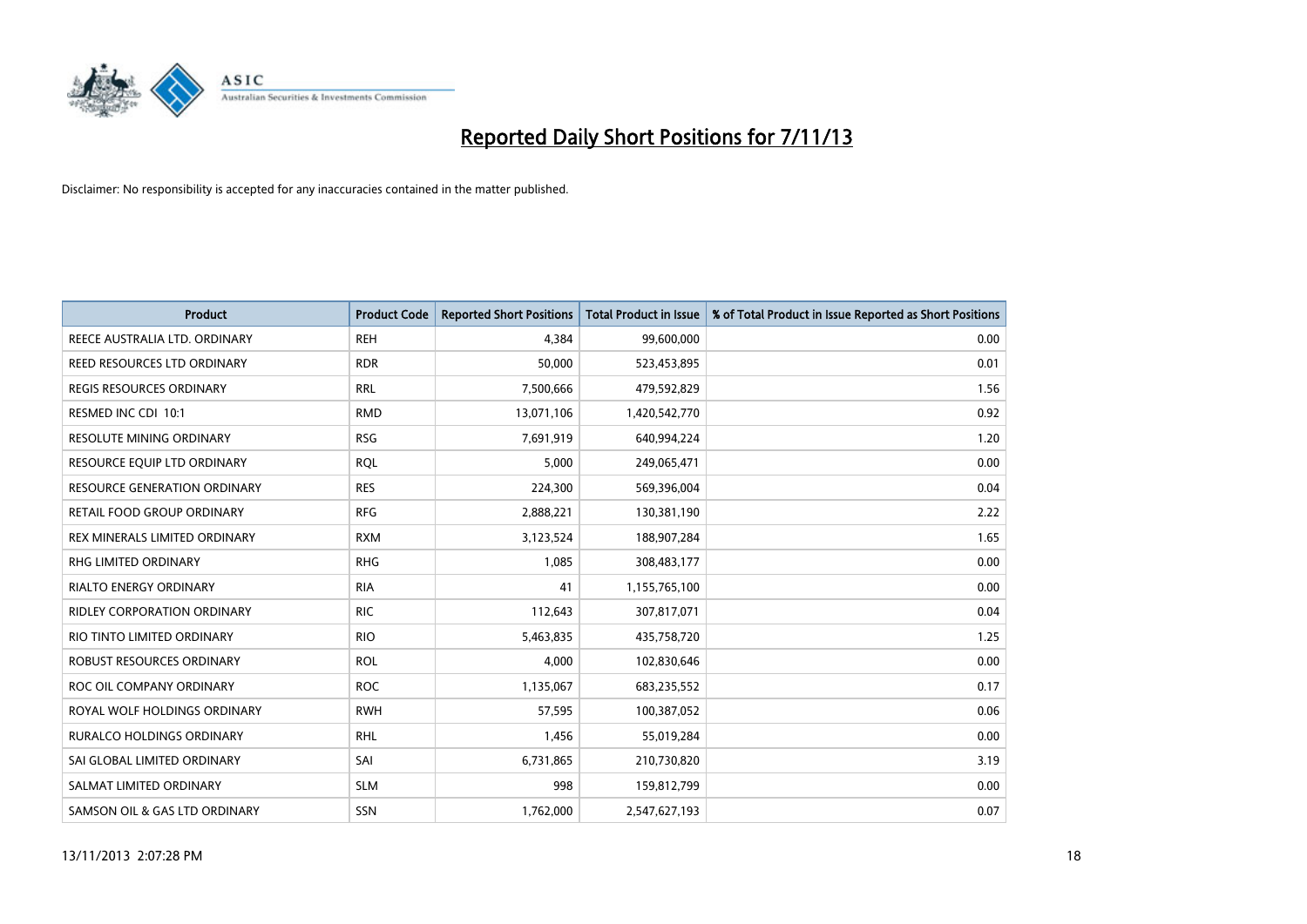# Reported Daily Short Positions for 7/11/13

Disclaimer: No responsibility is accepted for any inaccuracies contained in the matter published.

| Product | Product Code | Reported Short Positions | Total Product in Issue | % of Total Product in Issue Reported as Short Positions |
|---|---|---|---|---|
| REECE AUSTRALIA LTD. ORDINARY | REH | 4,384 | 99,600,000 | 0.00 |
| REED RESOURCES LTD ORDINARY | RDR | 50,000 | 523,453,895 | 0.01 |
| REGIS RESOURCES ORDINARY | RRL | 7,500,666 | 479,592,829 | 1.56 |
| RESMED INC CDI 10:1 | RMD | 13,071,106 | 1,420,542,770 | 0.92 |
| RESOLUTE MINING ORDINARY | RSG | 7,691,919 | 640,994,224 | 1.20 |
| RESOURCE EQUIP LTD ORDINARY | RQL | 5,000 | 249,065,471 | 0.00 |
| RESOURCE GENERATION ORDINARY | RES | 224,300 | 569,396,004 | 0.04 |
| RETAIL FOOD GROUP ORDINARY | RFG | 2,888,221 | 130,381,190 | 2.22 |
| REX MINERALS LIMITED ORDINARY | RXM | 3,123,524 | 188,907,284 | 1.65 |
| RHG LIMITED ORDINARY | RHG | 1,085 | 308,483,177 | 0.00 |
| RIALTO ENERGY ORDINARY | RIA | 41 | 1,155,765,100 | 0.00 |
| RIDLEY CORPORATION ORDINARY | RIC | 112,643 | 307,817,071 | 0.04 |
| RIO TINTO LIMITED ORDINARY | RIO | 5,463,835 | 435,758,720 | 1.25 |
| ROBUST RESOURCES ORDINARY | ROL | 4,000 | 102,830,646 | 0.00 |
| ROC OIL COMPANY ORDINARY | ROC | 1,135,067 | 683,235,552 | 0.17 |
| ROYAL WOLF HOLDINGS ORDINARY | RWH | 57,595 | 100,387,052 | 0.06 |
| RURALCO HOLDINGS ORDINARY | RHL | 1,456 | 55,019,284 | 0.00 |
| SAI GLOBAL LIMITED ORDINARY | SAI | 6,731,865 | 210,730,820 | 3.19 |
| SALMAT LIMITED ORDINARY | SLM | 998 | 159,812,799 | 0.00 |
| SAMSON OIL & GAS LTD ORDINARY | SSN | 1,762,000 | 2,547,627,193 | 0.07 |

13/11/2013 2:07:28 PM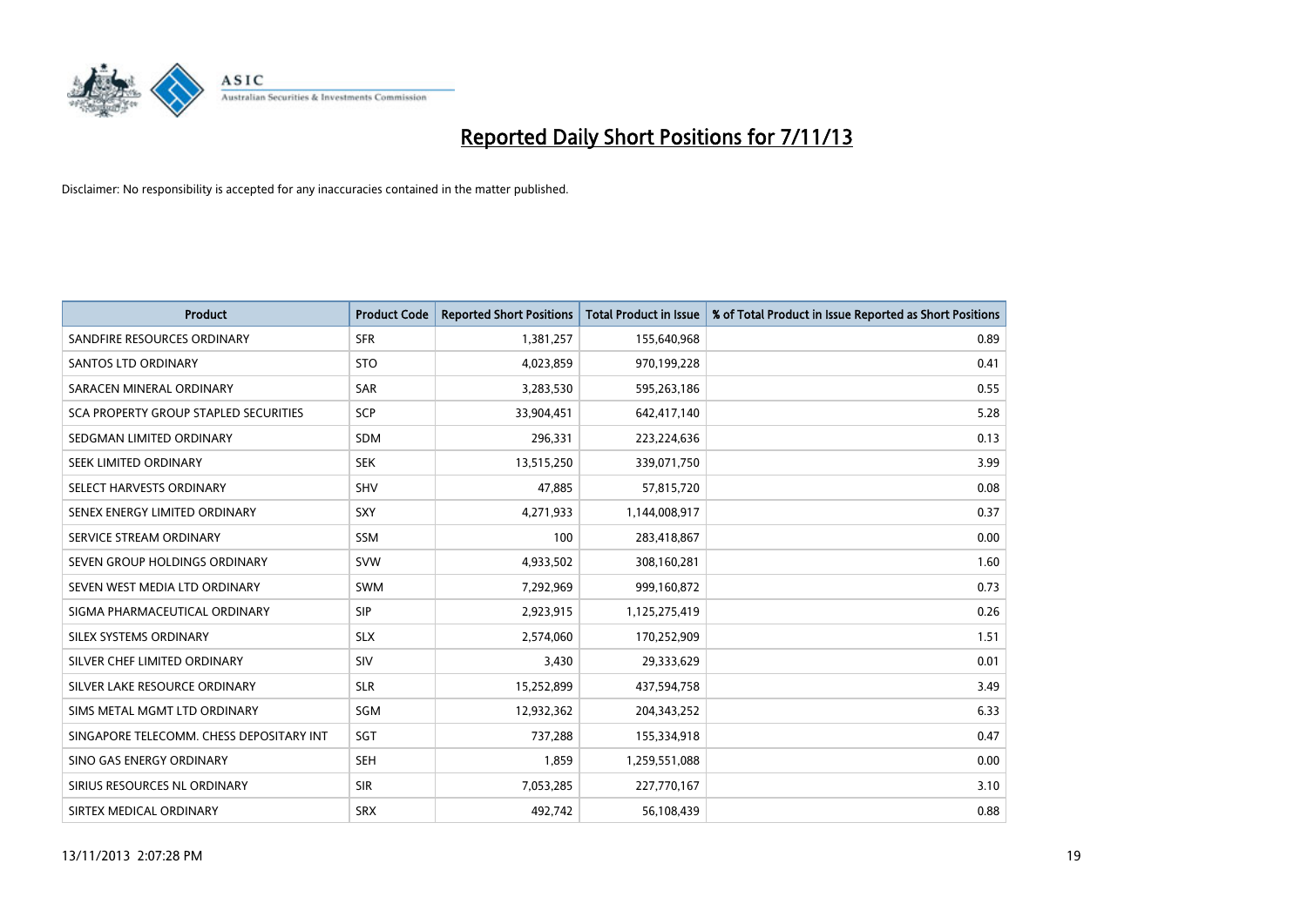# Reported Daily Short Positions for 7/11/13

Disclaimer: No responsibility is accepted for any inaccuracies contained in the matter published.

| Product | Product Code | Reported Short Positions | Total Product in Issue | % of Total Product in Issue Reported as Short Positions |
|---|---|---|---|---|
| SANDFIRE RESOURCES ORDINARY | SFR | 1,381,257 | 155,640,968 | 0.89 |
| SANTOS LTD ORDINARY | STO | 4,023,859 | 970,199,228 | 0.41 |
| SARACEN MINERAL ORDINARY | SAR | 3,283,530 | 595,263,186 | 0.55 |
| SCA PROPERTY GROUP STAPLED SECURITIES | SCP | 33,904,451 | 642,417,140 | 5.28 |
| SEDGMAN LIMITED ORDINARY | SDM | 296,331 | 223,224,636 | 0.13 |
| SEEK LIMITED ORDINARY | SEK | 13,515,250 | 339,071,750 | 3.99 |
| SELECT HARVESTS ORDINARY | SHV | 47,885 | 57,815,720 | 0.08 |
| SENEX ENERGY LIMITED ORDINARY | SXY | 4,271,933 | 1,144,008,917 | 0.37 |
| SERVICE STREAM ORDINARY | SSM | 100 | 283,418,867 | 0.00 |
| SEVEN GROUP HOLDINGS ORDINARY | SVW | 4,933,502 | 308,160,281 | 1.60 |
| SEVEN WEST MEDIA LTD ORDINARY | SWM | 7,292,969 | 999,160,872 | 0.73 |
| SIGMA PHARMACEUTICAL ORDINARY | SIP | 2,923,915 | 1,125,275,419 | 0.26 |
| SILEX SYSTEMS ORDINARY | SLX | 2,574,060 | 170,252,909 | 1.51 |
| SILVER CHEF LIMITED ORDINARY | SIV | 3,430 | 29,333,629 | 0.01 |
| SILVER LAKE RESOURCE ORDINARY | SLR | 15,252,899 | 437,594,758 | 3.49 |
| SIMS METAL MGMT LTD ORDINARY | SGM | 12,932,362 | 204,343,252 | 6.33 |
| SINGAPORE TELECOMM. CHESS DEPOSITARY INT | SGT | 737,288 | 155,334,918 | 0.47 |
| SINO GAS ENERGY ORDINARY | SEH | 1,859 | 1,259,551,088 | 0.00 |
| SIRIUS RESOURCES NL ORDINARY | SIR | 7,053,285 | 227,770,167 | 3.10 |
| SIRTEX MEDICAL ORDINARY | SRX | 492,742 | 56,108,439 | 0.88 |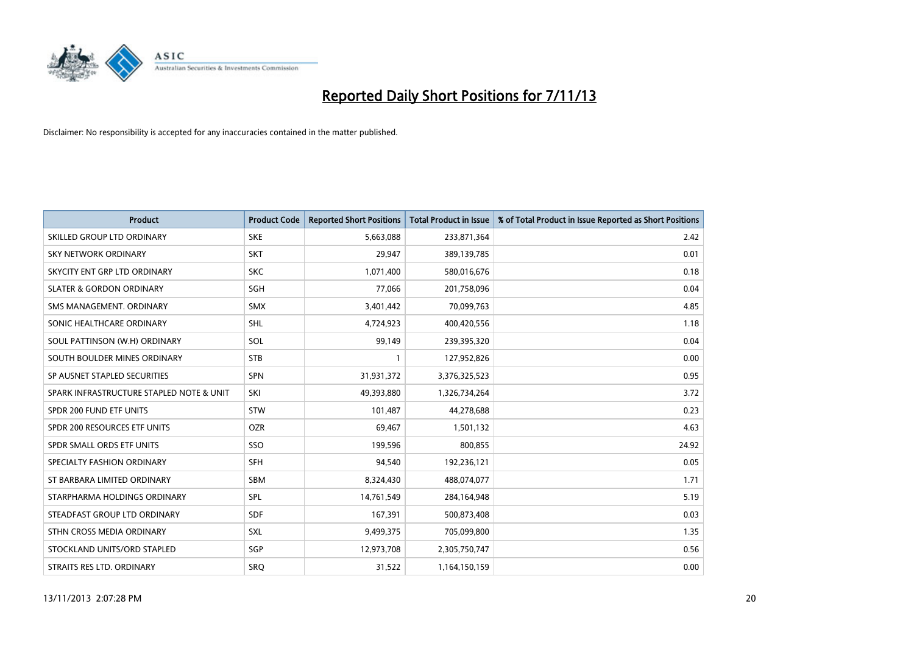# Reported Daily Short Positions for 7/11/13

Disclaimer: No responsibility is accepted for any inaccuracies contained in the matter published.

| Product | Product Code | Reported Short Positions | Total Product in Issue | % of Total Product in Issue Reported as Short Positions |
|---|---|---|---|---|
| SKILLED GROUP LTD ORDINARY | SKE | 5,663,088 | 233,871,364 | 2.42 |
| SKY NETWORK ORDINARY | SKT | 29,947 | 389,139,785 | 0.01 |
| SKYCITY ENT GRP LTD ORDINARY | SKC | 1,071,400 | 580,016,676 | 0.18 |
| SLATER & GORDON ORDINARY | SGH | 77,066 | 201,758,096 | 0.04 |
| SMS MANAGEMENT. ORDINARY | SMX | 3,401,442 | 70,099,763 | 4.85 |
| SONIC HEALTHCARE ORDINARY | SHL | 4,724,923 | 400,420,556 | 1.18 |
| SOUL PATTINSON (W.H) ORDINARY | SOL | 99,149 | 239,395,320 | 0.04 |
| SOUTH BOULDER MINES ORDINARY | STB | 1 | 127,952,826 | 0.00 |
| SP AUSNET STAPLED SECURITIES | SPN | 31,931,372 | 3,376,325,523 | 0.95 |
| SPARK INFRASTRUCTURE STAPLED NOTE & UNIT | SKI | 49,393,880 | 1,326,734,264 | 3.72 |
| SPDR 200 FUND ETF UNITS | STW | 101,487 | 44,278,688 | 0.23 |
| SPDR 200 RESOURCES ETF UNITS | OZR | 69,467 | 1,501,132 | 4.63 |
| SPDR SMALL ORDS ETF UNITS | SSO | 199,596 | 800,855 | 24.92 |
| SPECIALTY FASHION ORDINARY | SFH | 94,540 | 192,236,121 | 0.05 |
| ST BARBARA LIMITED ORDINARY | SBM | 8,324,430 | 488,074,077 | 1.71 |
| STARPHARMA HOLDINGS ORDINARY | SPL | 14,761,549 | 284,164,948 | 5.19 |
| STEADFAST GROUP LTD ORDINARY | SDF | 167,391 | 500,873,408 | 0.03 |
| STHN CROSS MEDIA ORDINARY | SXL | 9,499,375 | 705,099,800 | 1.35 |
| STOCKLAND UNITS/ORD STAPLED | SGP | 12,973,708 | 2,305,750,747 | 0.56 |
| STRAITS RES LTD. ORDINARY | SRQ | 31,522 | 1,164,150,159 | 0.00 |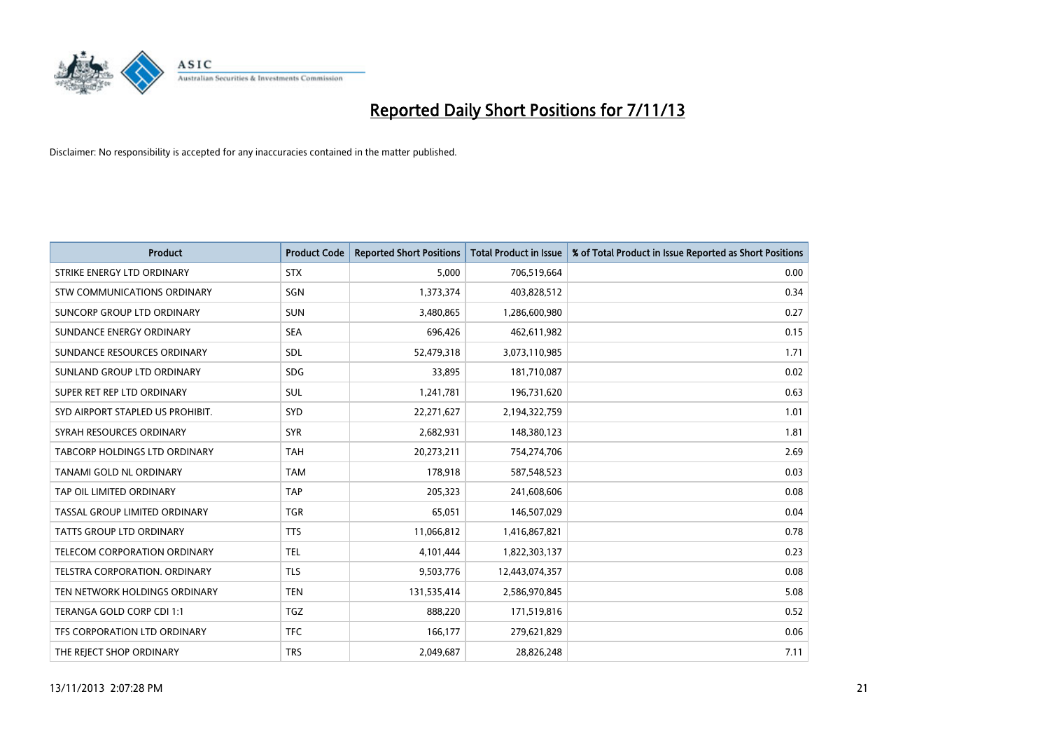# Reported Daily Short Positions for 7/11/13

Disclaimer: No responsibility is accepted for any inaccuracies contained in the matter published.

| Product | Product Code | Reported Short Positions | Total Product in Issue | % of Total Product in Issue Reported as Short Positions |
|---|---|---|---|---|
| STRIKE ENERGY LTD ORDINARY | STX | 5,000 | 706,519,664 | 0.00 |
| STW COMMUNICATIONS ORDINARY | SGN | 1,373,374 | 403,828,512 | 0.34 |
| SUNCORP GROUP LTD ORDINARY | SUN | 3,480,865 | 1,286,600,980 | 0.27 |
| SUNDANCE ENERGY ORDINARY | SEA | 696,426 | 462,611,982 | 0.15 |
| SUNDANCE RESOURCES ORDINARY | SDL | 52,479,318 | 3,073,110,985 | 1.71 |
| SUNLAND GROUP LTD ORDINARY | SDG | 33,895 | 181,710,087 | 0.02 |
| SUPER RET REP LTD ORDINARY | SUL | 1,241,781 | 196,731,620 | 0.63 |
| SYD AIRPORT STAPLED US PROHIBIT. | SYD | 22,271,627 | 2,194,322,759 | 1.01 |
| SYRAH RESOURCES ORDINARY | SYR | 2,682,931 | 148,380,123 | 1.81 |
| TABCORP HOLDINGS LTD ORDINARY | TAH | 20,273,211 | 754,274,706 | 2.69 |
| TANAMI GOLD NL ORDINARY | TAM | 178,918 | 587,548,523 | 0.03 |
| TAP OIL LIMITED ORDINARY | TAP | 205,323 | 241,608,606 | 0.08 |
| TASSAL GROUP LIMITED ORDINARY | TGR | 65,051 | 146,507,029 | 0.04 |
| TATTS GROUP LTD ORDINARY | TTS | 11,066,812 | 1,416,867,821 | 0.78 |
| TELECOM CORPORATION ORDINARY | TEL | 4,101,444 | 1,822,303,137 | 0.23 |
| TELSTRA CORPORATION. ORDINARY | TLS | 9,503,776 | 12,443,074,357 | 0.08 |
| TEN NETWORK HOLDINGS ORDINARY | TEN | 131,535,414 | 2,586,970,845 | 5.08 |
| TERANGA GOLD CORP CDI 1:1 | TGZ | 888,220 | 171,519,816 | 0.52 |
| TFS CORPORATION LTD ORDINARY | TFC | 166,177 | 279,621,829 | 0.06 |
| THE REJECT SHOP ORDINARY | TRS | 2,049,687 | 28,826,248 | 7.11 |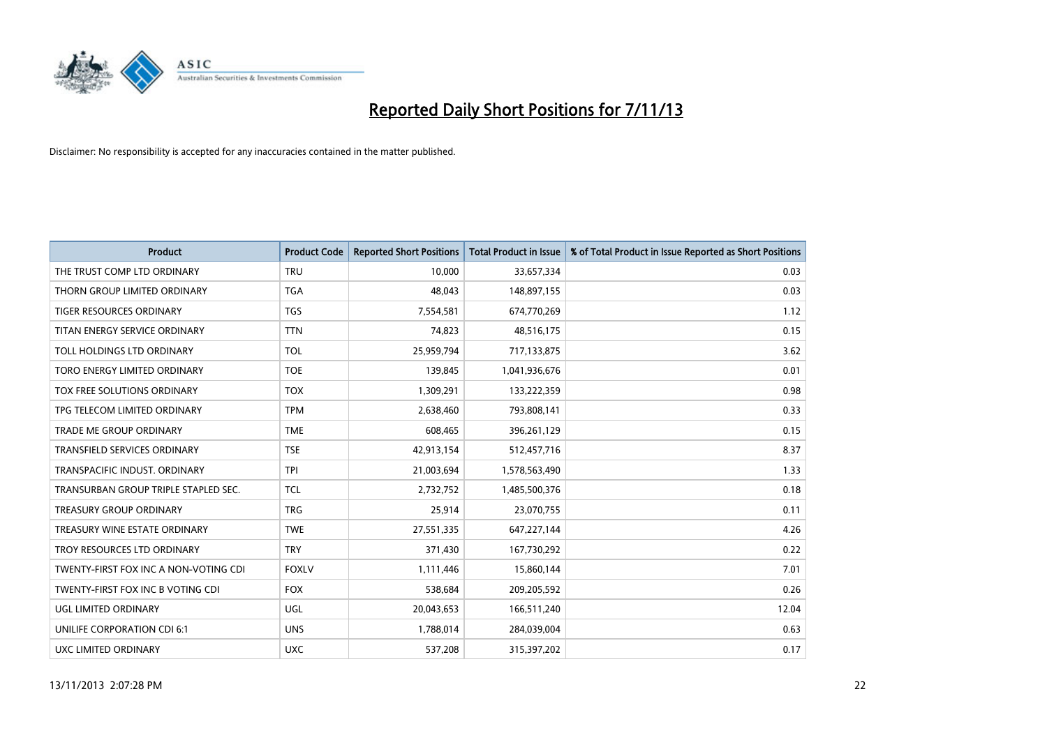# Reported Daily Short Positions for 7/11/13

Disclaimer: No responsibility is accepted for any inaccuracies contained in the matter published.

| Product | Product Code | Reported Short Positions | Total Product in Issue | % of Total Product in Issue Reported as Short Positions |
|---|---|---|---|---|
| THE TRUST COMP LTD ORDINARY | TRU | 10,000 | 33,657,334 | 0.03 |
| THORN GROUP LIMITED ORDINARY | TGA | 48,043 | 148,897,155 | 0.03 |
| TIGER RESOURCES ORDINARY | TGS | 7,554,581 | 674,770,269 | 1.12 |
| TITAN ENERGY SERVICE ORDINARY | TTN | 74,823 | 48,516,175 | 0.15 |
| TOLL HOLDINGS LTD ORDINARY | TOL | 25,959,794 | 717,133,875 | 3.62 |
| TORO ENERGY LIMITED ORDINARY | TOE | 139,845 | 1,041,936,676 | 0.01 |
| TOX FREE SOLUTIONS ORDINARY | TOX | 1,309,291 | 133,222,359 | 0.98 |
| TPG TELECOM LIMITED ORDINARY | TPM | 2,638,460 | 793,808,141 | 0.33 |
| TRADE ME GROUP ORDINARY | TME | 608,465 | 396,261,129 | 0.15 |
| TRANSFIELD SERVICES ORDINARY | TSE | 42,913,154 | 512,457,716 | 8.37 |
| TRANSPACIFIC INDUST. ORDINARY | TPI | 21,003,694 | 1,578,563,490 | 1.33 |
| TRANSURBAN GROUP TRIPLE STAPLED SEC. | TCL | 2,732,752 | 1,485,500,376 | 0.18 |
| TREASURY GROUP ORDINARY | TRG | 25,914 | 23,070,755 | 0.11 |
| TREASURY WINE ESTATE ORDINARY | TWE | 27,551,335 | 647,227,144 | 4.26 |
| TROY RESOURCES LTD ORDINARY | TRY | 371,430 | 167,730,292 | 0.22 |
| TWENTY-FIRST FOX INC A NON-VOTING CDI | FOXLV | 1,111,446 | 15,860,144 | 7.01 |
| TWENTY-FIRST FOX INC B VOTING CDI | FOX | 538,684 | 209,205,592 | 0.26 |
| UGL LIMITED ORDINARY | UGL | 20,043,653 | 166,511,240 | 12.04 |
| UNILIFE CORPORATION CDI 6:1 | UNS | 1,788,014 | 284,039,004 | 0.63 |
| UXC LIMITED ORDINARY | UXC | 537,208 | 315,397,202 | 0.17 |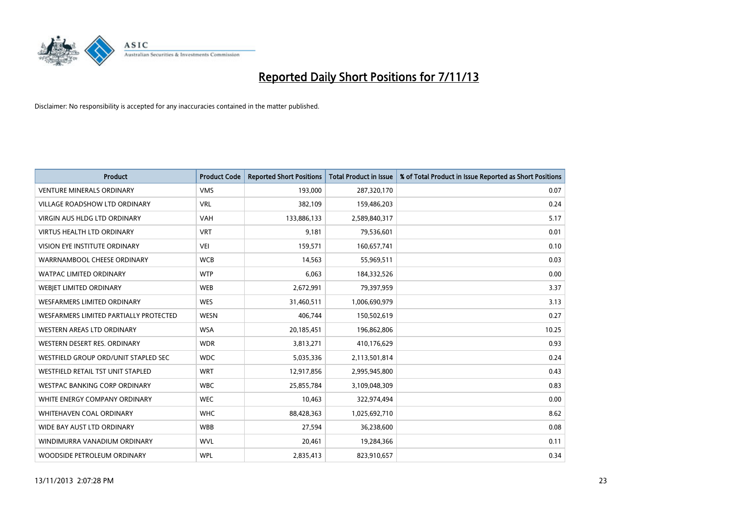# Reported Daily Short Positions for 7/11/13

Disclaimer: No responsibility is accepted for any inaccuracies contained in the matter published.

| Product | Product Code | Reported Short Positions | Total Product in Issue | % of Total Product in Issue Reported as Short Positions |
|---|---|---|---|---|
| VENTURE MINERALS ORDINARY | VMS | 193,000 | 287,320,170 | 0.07 |
| VILLAGE ROADSHOW LTD ORDINARY | VRL | 382,109 | 159,486,203 | 0.24 |
| VIRGIN AUS HLDG LTD ORDINARY | VAH | 133,886,133 | 2,589,840,317 | 5.17 |
| VIRTUS HEALTH LTD ORDINARY | VRT | 9,181 | 79,536,601 | 0.01 |
| VISION EYE INSTITUTE ORDINARY | VEI | 159,571 | 160,657,741 | 0.10 |
| WARRNAMBOOL CHEESE ORDINARY | WCB | 14,563 | 55,969,511 | 0.03 |
| WATPAC LIMITED ORDINARY | WTP | 6,063 | 184,332,526 | 0.00 |
| WEBJET LIMITED ORDINARY | WEB | 2,672,991 | 79,397,959 | 3.37 |
| WESFARMERS LIMITED ORDINARY | WES | 31,460,511 | 1,006,690,979 | 3.13 |
| WESFARMERS LIMITED PARTIALLY PROTECTED | WESN | 406,744 | 150,502,619 | 0.27 |
| WESTERN AREAS LTD ORDINARY | WSA | 20,185,451 | 196,862,806 | 10.25 |
| WESTERN DESERT RES. ORDINARY | WDR | 3,813,271 | 410,176,629 | 0.93 |
| WESTFIELD GROUP ORD/UNIT STAPLED SEC | WDC | 5,035,336 | 2,113,501,814 | 0.24 |
| WESTFIELD RETAIL TST UNIT STAPLED | WRT | 12,917,856 | 2,995,945,800 | 0.43 |
| WESTPAC BANKING CORP ORDINARY | WBC | 25,855,784 | 3,109,048,309 | 0.83 |
| WHITE ENERGY COMPANY ORDINARY | WEC | 10,463 | 322,974,494 | 0.00 |
| WHITEHAVEN COAL ORDINARY | WHC | 88,428,363 | 1,025,692,710 | 8.62 |
| WIDE BAY AUST LTD ORDINARY | WBB | 27,594 | 36,238,600 | 0.08 |
| WINDIMURRA VANADIUM ORDINARY | WVL | 20,461 | 19,284,366 | 0.11 |
| WOODSIDE PETROLEUM ORDINARY | WPL | 2,835,413 | 823,910,657 | 0.34 |

13/11/2013 2:07:28 PM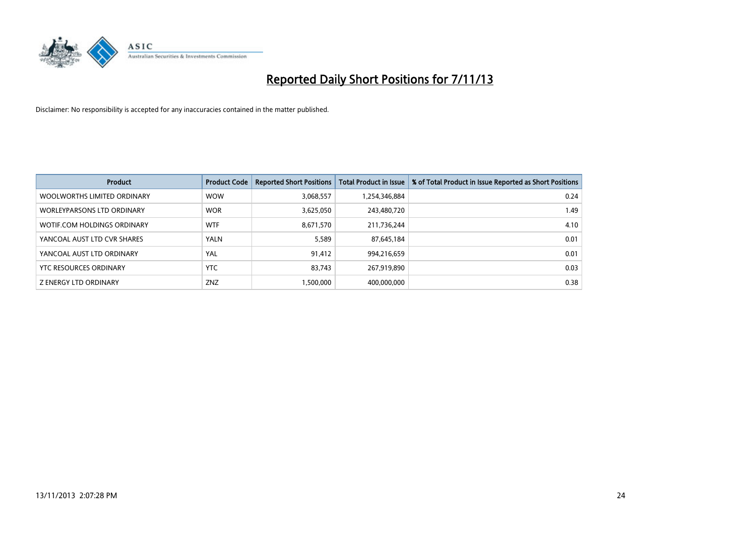# Reported Daily Short Positions for 7/11/13

Disclaimer: No responsibility is accepted for any inaccuracies contained in the matter published.

| Product | Product Code | Reported Short Positions | Total Product in Issue | % of Total Product in Issue Reported as Short Positions |
|---|---|---|---|---|
| WOOLWORTHS LIMITED ORDINARY | WOW | 3,068,557 | 1,254,346,884 | 0.24 |
| WORLEYPARSONS LTD ORDINARY | WOR | 3,625,050 | 243,480,720 | 1.49 |
| WOTIF.COM HOLDINGS ORDINARY | WTF | 8,671,570 | 211,736,244 | 4.10 |
| YANCOAL AUST LTD CVR SHARES | YALN | 5,589 | 87,645,184 | 0.01 |
| YANCOAL AUST LTD ORDINARY | YAL | 91,412 | 994,216,659 | 0.01 |
| YTC RESOURCES ORDINARY | YTC | 83,743 | 267,919,890 | 0.03 |
| Z ENERGY LTD ORDINARY | ZNZ | 1,500,000 | 400,000,000 | 0.38 |

13/11/2013 2:07:28 PM